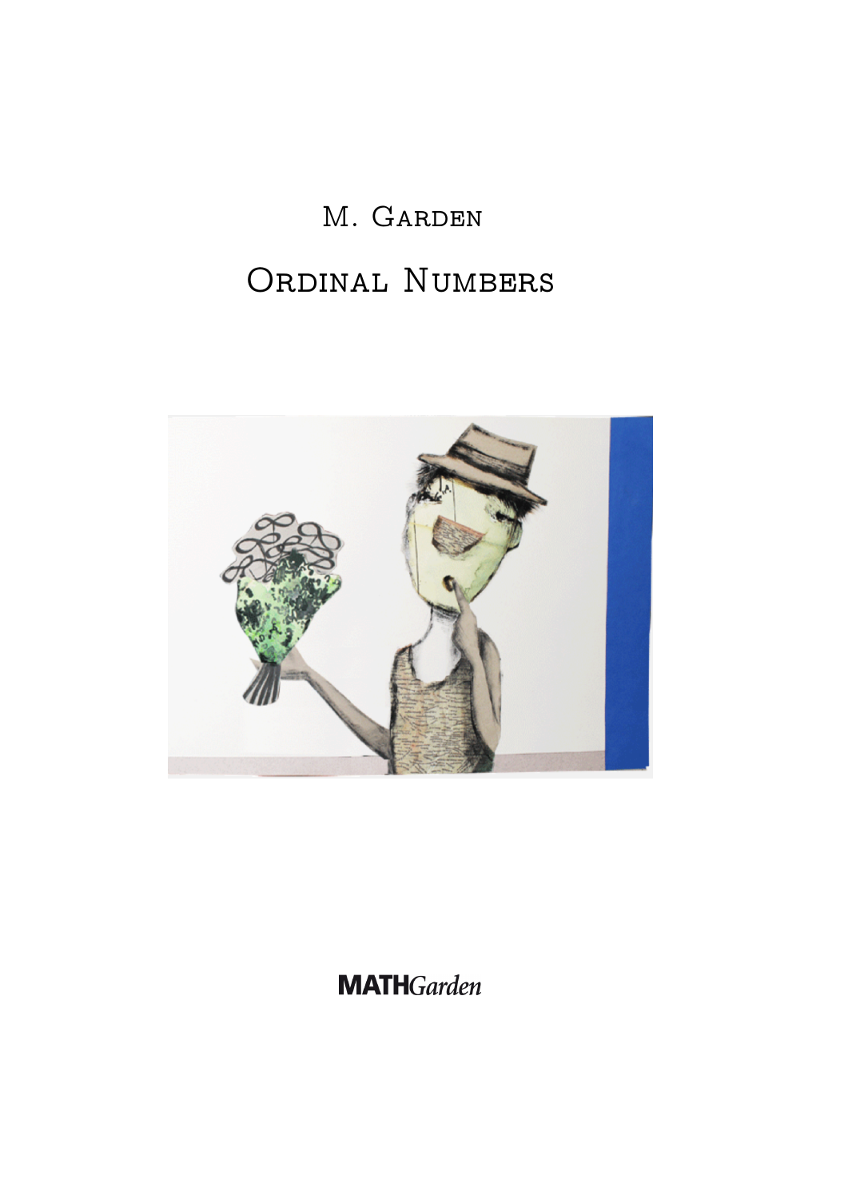M. Garden

# Ordinal Numbers

**MATH***Garden*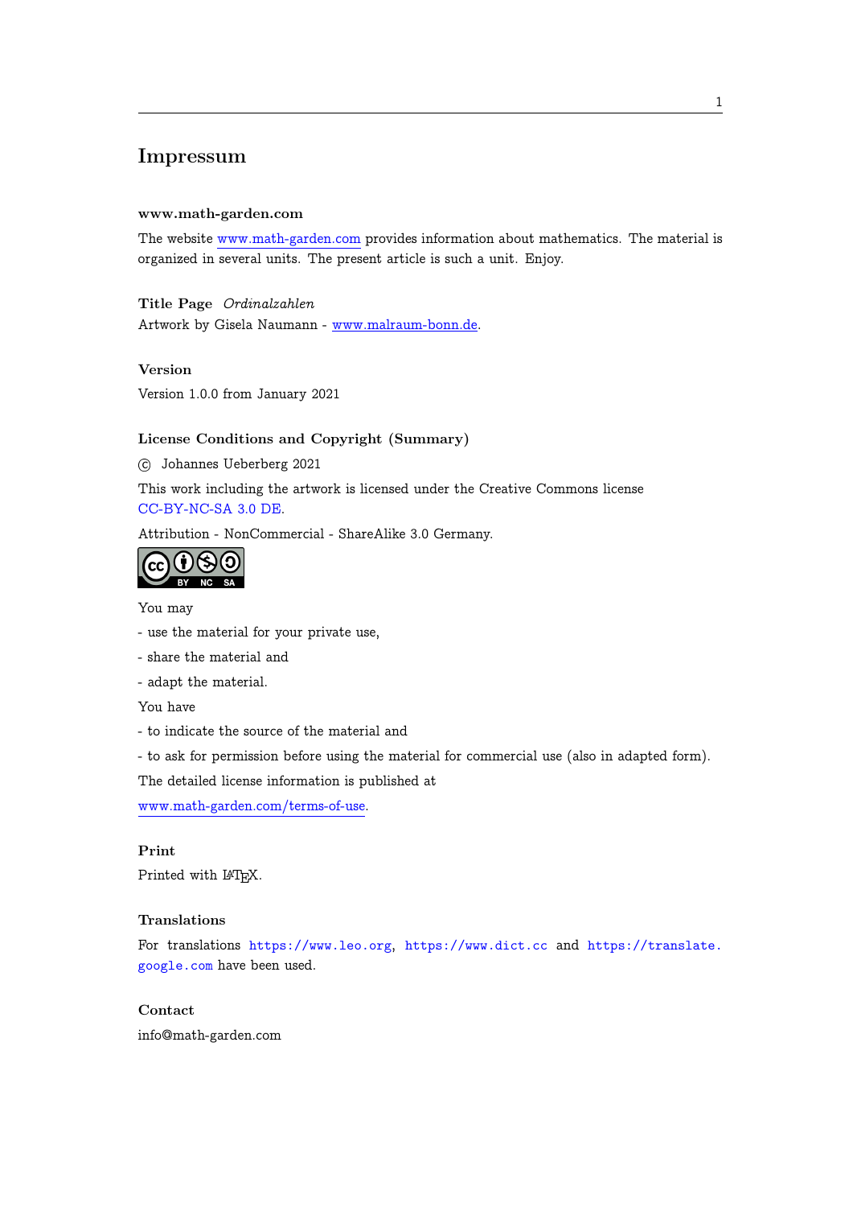# Impressum

### www.math-garden.com

The website www.math-garden.com provides information about mathematics. The material is organized in several units. The present article is such a unit. Enjoy.

### Title Page *Ordinalzahlen*

Artwork by Gisela Naumann - www.malraum-bonn.de.

### Version

Version 1.0.0 from January 2021

### License Conditions and Copyright (Summary)

© Johannes Ueberberg 2021

This work including the artwork is licensed under the Creative Commons license CC-BY-NC-SA 3.0 DE.

Attribution - NonCommercial - ShareAlike 3.0 Germany.

You may

- use the material for your private use,
- share the material and
- adapt the material.

You have

- to indicate the source of the material and
- to ask for permission before using the material for commercial use (also in adapted form).

The detailed license information is published at

www.math-garden.com/terms-of-use.

### Print

Printed with LaTeX.

### Translations

For translations https://www.leo.org, https://www.dict.cc and https://translate.google.com have been used.

### Contact

info@math-garden.com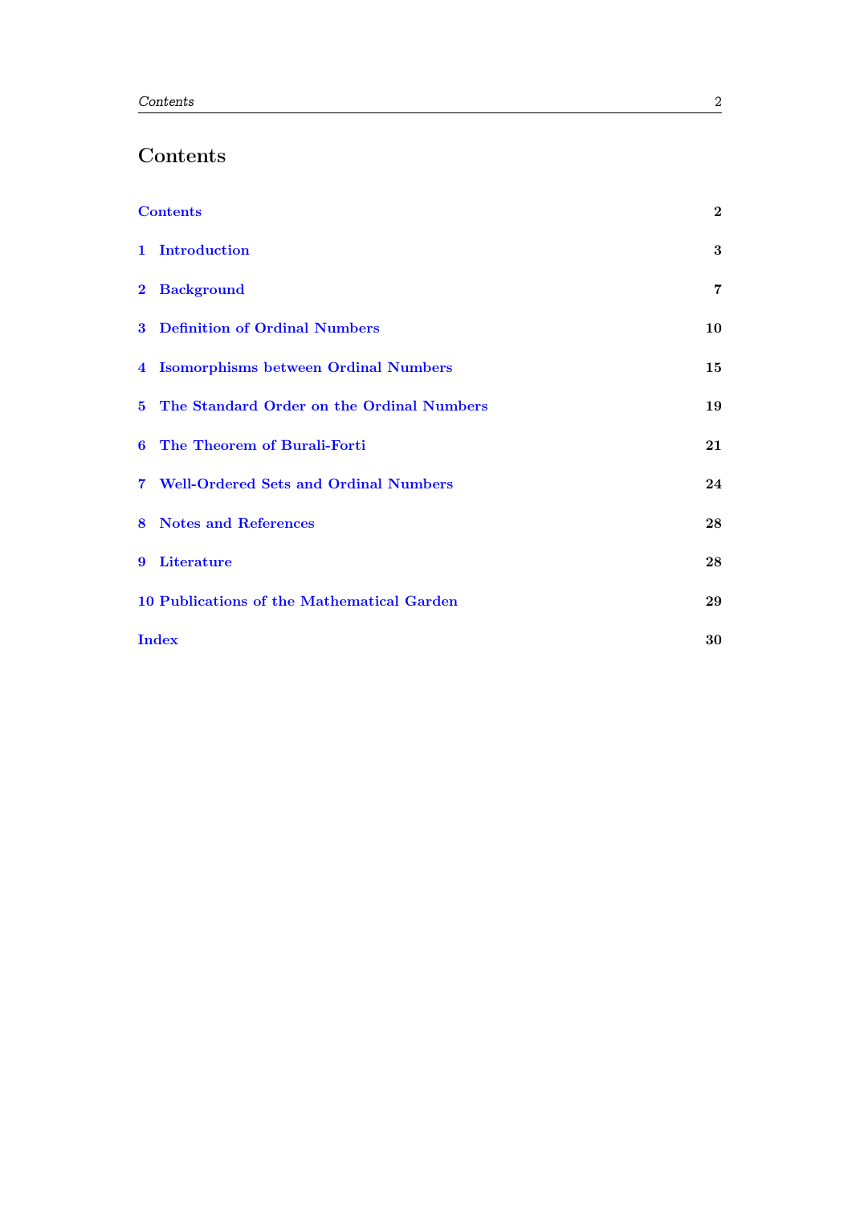# Contents

| | |
|---|---|
| **Contents** | **2** |
| **1 Introduction** | **3** |
| **2 Background** | **7** |
| **3 Definition of Ordinal Numbers** | **10** |
| **4 Isomorphisms between Ordinal Numbers** | **15** |
| **5 The Standard Order on the Ordinal Numbers** | **19** |
| **6 The Theorem of Burali-Forti** | **21** |
| **7 Well-Ordered Sets and Ordinal Numbers** | **24** |
| **8 Notes and References** | **28** |
| **9 Literature** | **28** |
| **10 Publications of the Mathematical Garden** | **29** |
| **Index** | **30** |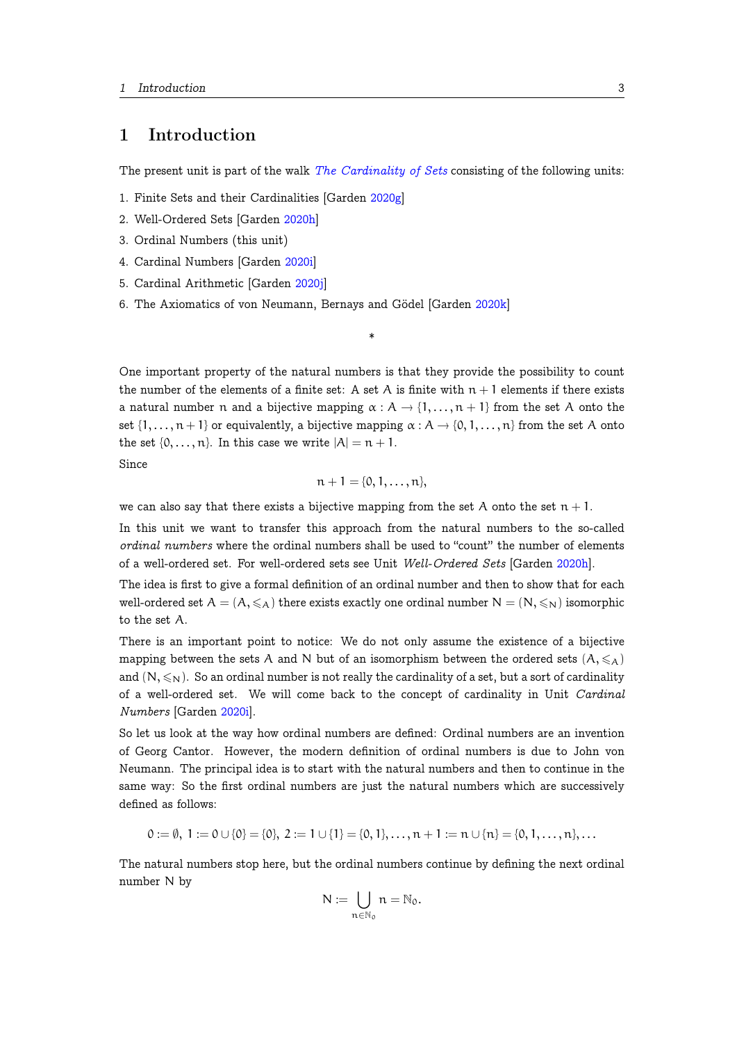# 1 Introduction

The present unit is part of the walk *The Cardinality of Sets* consisting of the following units:

1. Finite Sets and their Cardinalities [Garden 2020g]
2. Well-Ordered Sets [Garden 2020h]
3. Ordinal Numbers (this unit)
4. Cardinal Numbers [Garden 2020i]
5. Cardinal Arithmetic [Garden 2020j]
6. The Axiomatics of von Neumann, Bernays and Gödel [Garden 2020k]

*

One important property of the natural numbers is that they provide the possibility to count the number of the elements of a finite set: A set $A$ is finite with $n+1$ elements if there exists a natural number $n$ and a bijective mapping $\alpha : A \to \{1, \ldots, n+1\}$ from the set $A$ onto the set $\{1, \ldots, n+1\}$ or equivalently, a bijective mapping $\alpha : A \to \{0, 1, \ldots, n\}$ from the set $A$ onto the set $\{0, \ldots, n\}$. In this case we write $|A| = n + 1$.

Since

$$n + 1 = \{0, 1, \ldots, n\},$$

we can also say that there exists a bijective mapping from the set $A$ onto the set $n + 1$.

In this unit we want to transfer this approach from the natural numbers to the so-called *ordinal numbers* where the ordinal numbers shall be used to "count" the number of elements of a well-ordered set. For well-ordered sets see Unit *Well-Ordered Sets* [Garden 2020h].

The idea is first to give a formal definition of an ordinal number and then to show that for each well-ordered set $A = (A, \leqslant_A)$ there exists exactly one ordinal number $N = (N, \leqslant_N)$ isomorphic to the set $A$.

There is an important point to notice: We do not only assume the existence of a bijective mapping between the sets $A$ and $N$ but of an isomorphism between the ordered sets $(A, \leqslant_A)$ and $(N, \leqslant_N)$. So an ordinal number is not really the cardinality of a set, but a sort of cardinality of a well-ordered set. We will come back to the concept of cardinality in Unit *Cardinal Numbers* [Garden 2020i].

So let us look at the way how ordinal numbers are defined: Ordinal numbers are an invention of Georg Cantor. However, the modern definition of ordinal numbers is due to John von Neumann. The principal idea is to start with the natural numbers and then to continue in the same way: So the first ordinal numbers are just the natural numbers which are successively defined as follows:

$$0 := \emptyset,\ 1 := 0 \cup \{0\} = \{0\},\ 2 := 1 \cup \{1\} = \{0, 1\}, \ldots, n+1 := n \cup \{n\} = \{0, 1, \ldots, n\}, \ldots$$

The natural numbers stop here, but the ordinal numbers continue by defining the next ordinal number $N$ by

$$N := \bigcup_{n \in \mathbb{N}_0} n = \mathbb{N}_0.$$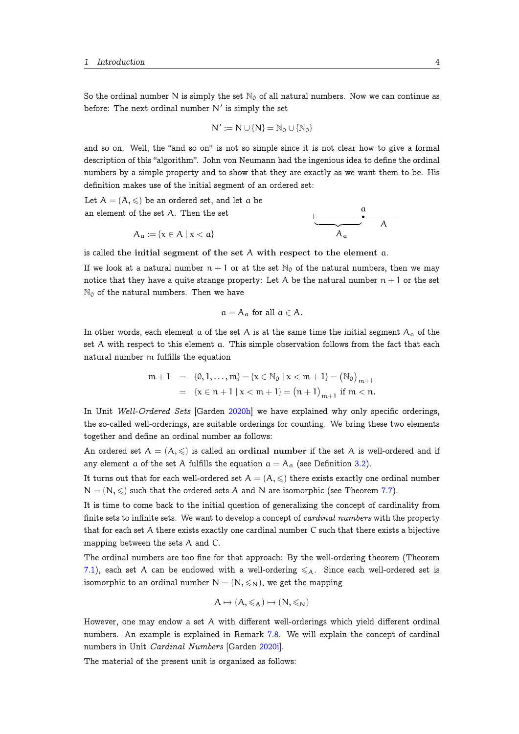So the ordinal number $N$ is simply the set $\mathbb{N}_0$ of all natural numbers. Now we can continue as before: The next ordinal number $N'$ is simply the set

$$N' := N \cup \{N\} = \mathbb{N}_0 \cup \{\mathbb{N}_0\}$$

and so on. Well, the "and so on" is not so simple since it is not clear how to give a formal description of this "algorithm". John von Neumann had the ingenious idea to define the ordinal numbers by a simple property and to show that they are exactly as we want them to be. His definition makes use of the initial segment of an ordered set:

Let $A = (A, \leqslant)$ be an ordered set, and let $a$ be an element of the set $A$. Then the set

$$A_a := \{x \in A \mid x < a\}$$

is called **the initial segment of the set $A$ with respect to the element $a$.**

If we look at a natural number $n+1$ or at the set $\mathbb{N}_0$ of the natural numbers, then we may notice that they have a quite strange property: Let $A$ be the natural number $n+1$ or the set $\mathbb{N}_0$ of the natural numbers. Then we have

$$a = A_a \text{ for all } a \in A.$$

In other words, each element $a$ of the set $A$ is at the same time the initial segment $A_a$ of the set $A$ with respect to this element $a$. This simple observation follows from the fact that each natural number $m$ fulfills the equation

$$\begin{aligned} m+1 &= \{0, 1, \dots, m\} = \{x \in \mathbb{N}_0 \mid x < m+1\} = \left(\mathbb{N}_0\right)_{m+1} \\ &= \{x \in n+1 \mid x < m+1\} = \left(n+1\right)_{m+1} \text{ if } m < n. \end{aligned}$$

In Unit *Well-Ordered Sets* [Garden 2020h] we have explained why only specific orderings, the so-called well-orderings, are suitable orderings for counting. We bring these two elements together and define an ordinal number as follows:

An ordered set $A = (A, \leqslant)$ is called an **ordinal number** if the set $A$ is well-ordered and if any element $a$ of the set $A$ fulfills the equation $a = A_a$ (see Definition 3.2).

It turns out that for each well-ordered set $A = (A, \leqslant)$ there exists exactly one ordinal number $N = (N, \leqslant)$ such that the ordered sets $A$ and $N$ are isomorphic (see Theorem 7.7).

It is time to come back to the initial question of generalizing the concept of cardinality from finite sets to infinite sets. We want to develop a concept of *cardinal numbers* with the property that for each set $A$ there exists exactly one cardinal number $C$ such that there exists a bijective mapping between the sets $A$ and $C$.

The ordinal numbers are too fine for that approach: By the well-ordering theorem (Theorem 7.1), each set $A$ can be endowed with a well-ordering $\leqslant_A$. Since each well-ordered set is isomorphic to an ordinal number $N = (N, \leqslant_N)$, we get the mapping

$$A \mapsto (A, \leqslant_A) \mapsto (N, \leqslant_N)$$

However, one may endow a set $A$ with different well-orderings which yield different ordinal numbers. An example is explained in Remark 7.8. We will explain the concept of cardinal numbers in Unit *Cardinal Numbers* [Garden 2020i].

The material of the present unit is organized as follows: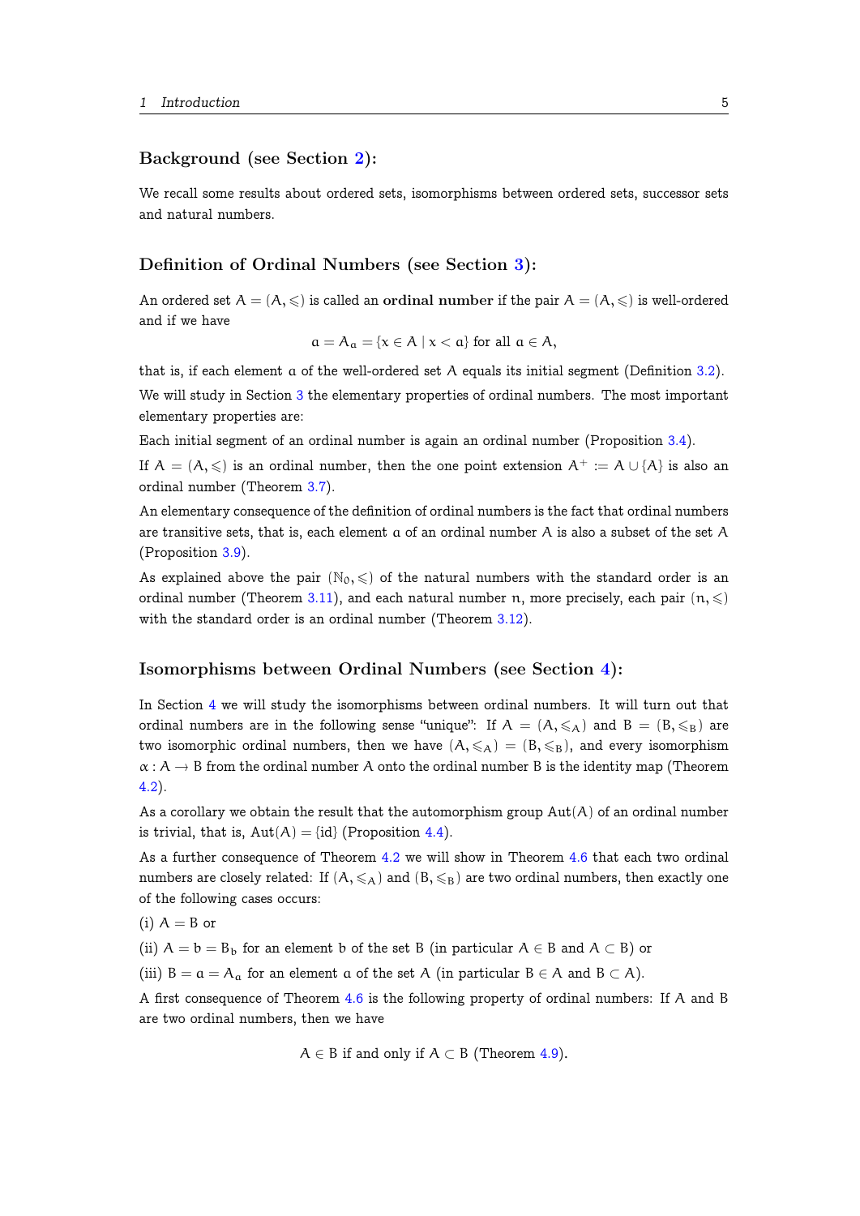### Background (see Section 2):

We recall some results about ordered sets, isomorphisms between ordered sets, successor sets and natural numbers.

### Definition of Ordinal Numbers (see Section 3):

An ordered set $A = (A, \leqslant)$ is called an **ordinal number** if the pair $A = (A, \leqslant)$ is well-ordered and if we have

$$a = A_a = \{x \in A \mid x < a\} \text{ for all } a \in A,$$

that is, if each element $a$ of the well-ordered set $A$ equals its initial segment (Definition 3.2).

We will study in Section 3 the elementary properties of ordinal numbers. The most important elementary properties are:

Each initial segment of an ordinal number is again an ordinal number (Proposition 3.4).

If $A = (A, \leqslant)$ is an ordinal number, then the one point extension $A^+ := A \cup \{A\}$ is also an ordinal number (Theorem 3.7).

An elementary consequence of the definition of ordinal numbers is the fact that ordinal numbers are transitive sets, that is, each element $a$ of an ordinal number $A$ is also a subset of the set $A$ (Proposition 3.9).

As explained above the pair $(\mathbb{N}_0, \leqslant)$ of the natural numbers with the standard order is an ordinal number (Theorem 3.11), and each natural number $n$, more precisely, each pair $(n, \leqslant)$ with the standard order is an ordinal number (Theorem 3.12).

### Isomorphisms between Ordinal Numbers (see Section 4):

In Section 4 we will study the isomorphisms between ordinal numbers. It will turn out that ordinal numbers are in the following sense "unique": If $A = (A, \leqslant_A)$ and $B = (B, \leqslant_B)$ are two isomorphic ordinal numbers, then we have $(A, \leqslant_A) = (B, \leqslant_B)$, and every isomorphism $\alpha : A \to B$ from the ordinal number $A$ onto the ordinal number $B$ is the identity map (Theorem 4.2).

As a corollary we obtain the result that the automorphism group $\mathrm{Aut}(A)$ of an ordinal number is trivial, that is, $\mathrm{Aut}(A) = \{\mathrm{id}\}$ (Proposition 4.4).

As a further consequence of Theorem 4.2 we will show in Theorem 4.6 that each two ordinal numbers are closely related: If $(A, \leqslant_A)$ and $(B, \leqslant_B)$ are two ordinal numbers, then exactly one of the following cases occurs:

(i) $A = B$ or

(ii) $A = b = B_b$ for an element $b$ of the set $B$ (in particular $A \in B$ and $A \subset B$) or

(iii) $B = a = A_a$ for an element $a$ of the set $A$ (in particular $B \in A$ and $B \subset A$).

A first consequence of Theorem 4.6 is the following property of ordinal numbers: If $A$ and $B$ are two ordinal numbers, then we have

$$A \in B \text{ if and only if } A \subset B \text{ (Theorem 4.9).}$$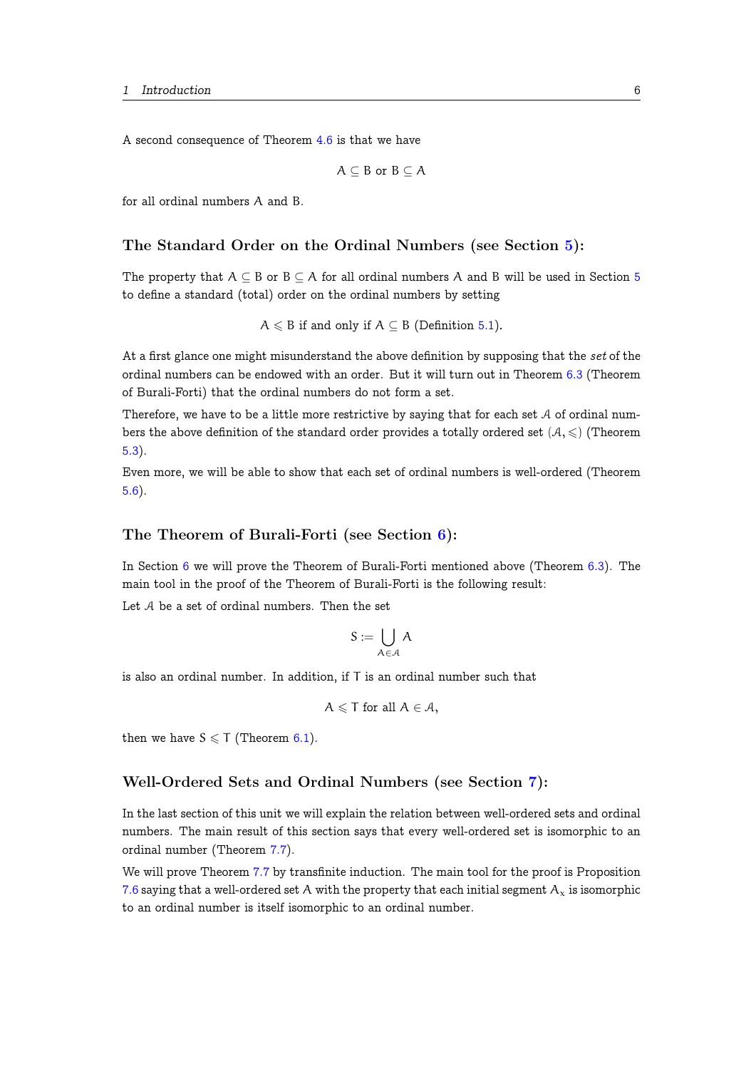A second consequence of Theorem 4.6 is that we have

$$A \subseteq B \text{ or } B \subseteq A$$

for all ordinal numbers $A$ and $B$.

### The Standard Order on the Ordinal Numbers (see Section 5):

The property that $A \subseteq B$ or $B \subseteq A$ for all ordinal numbers $A$ and $B$ will be used in Section 5 to define a standard (total) order on the ordinal numbers by setting

$$A \leqslant B \text{ if and only if } A \subseteq B \text{ (Definition 5.1).}$$

At a first glance one might misunderstand the above definition by supposing that the *set* of the ordinal numbers can be endowed with an order. But it will turn out in Theorem 6.3 (Theorem of Burali-Forti) that the ordinal numbers do not form a set.

Therefore, we have to be a little more restrictive by saying that for each set $\mathcal{A}$ of ordinal numbers the above definition of the standard order provides a totally ordered set $(\mathcal{A}, \leqslant)$ (Theorem 5.3).

Even more, we will be able to show that each set of ordinal numbers is well-ordered (Theorem 5.6).

### The Theorem of Burali-Forti (see Section 6):

In Section 6 we will prove the Theorem of Burali-Forti mentioned above (Theorem 6.3). The main tool in the proof of the Theorem of Burali-Forti is the following result:

Let $\mathcal{A}$ be a set of ordinal numbers. Then the set

$$S := \bigcup_{A \in \mathcal{A}} A$$

is also an ordinal number. In addition, if $T$ is an ordinal number such that

$$A \leqslant T \text{ for all } A \in \mathcal{A},$$

then we have $S \leqslant T$ (Theorem 6.1).

### Well-Ordered Sets and Ordinal Numbers (see Section 7):

In the last section of this unit we will explain the relation between well-ordered sets and ordinal numbers. The main result of this section says that every well-ordered set is isomorphic to an ordinal number (Theorem 7.7).

We will prove Theorem 7.7 by transfinite induction. The main tool for the proof is Proposition 7.6 saying that a well-ordered set $A$ with the property that each initial segment $A_x$ is isomorphic to an ordinal number is itself isomorphic to an ordinal number.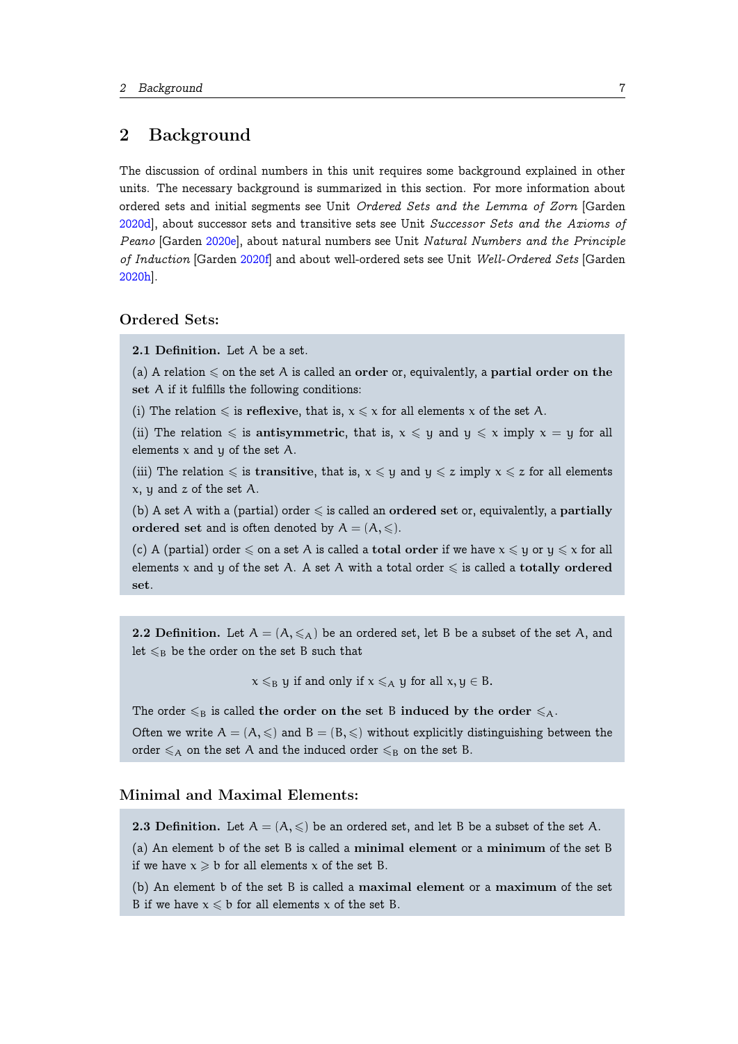## 2 Background

The discussion of ordinal numbers in this unit requires some background explained in other units. The necessary background is summarized in this section. For more information about ordered sets and initial segments see Unit *Ordered Sets and the Lemma of Zorn* [Garden 2020d], about successor sets and transitive sets see Unit *Successor Sets and the Axioms of Peano* [Garden 2020e], about natural numbers see Unit *Natural Numbers and the Principle of Induction* [Garden 2020f] and about well-ordered sets see Unit *Well-Ordered Sets* [Garden 2020h].

### Ordered Sets:

**2.1 Definition.** Let $A$ be a set.

(a) A relation $\leqslant$ on the set $A$ is called an **order** or, equivalently, a **partial order on the set** $A$ if it fulfills the following conditions:

(i) The relation $\leqslant$ is **reflexive**, that is, $x \leqslant x$ for all elements $x$ of the set $A$.

(ii) The relation $\leqslant$ is **antisymmetric**, that is, $x \leqslant y$ and $y \leqslant x$ imply $x = y$ for all elements $x$ and $y$ of the set $A$.

(iii) The relation $\leqslant$ is **transitive**, that is, $x \leqslant y$ and $y \leqslant z$ imply $x \leqslant z$ for all elements $x$, $y$ and $z$ of the set $A$.

(b) A set $A$ with a (partial) order $\leqslant$ is called an **ordered set** or, equivalently, a **partially ordered set** and is often denoted by $A = (A, \leqslant)$.

(c) A (partial) order $\leqslant$ on a set $A$ is called a **total order** if we have $x \leqslant y$ or $y \leqslant x$ for all elements $x$ and $y$ of the set $A$. A set $A$ with a total order $\leqslant$ is called a **totally ordered set**.

**2.2 Definition.** Let $A = (A, \leqslant_A)$ be an ordered set, let $B$ be a subset of the set $A$, and let $\leqslant_B$ be the order on the set $B$ such that

$$x \leqslant_B y \text{ if and only if } x \leqslant_A y \text{ for all } x, y \in B.$$

The order $\leqslant_B$ is called **the order on the set** $B$ **induced by the order** $\leqslant_A$.

Often we write $A = (A, \leqslant)$ and $B = (B, \leqslant)$ without explicitly distinguishing between the order $\leqslant_A$ on the set $A$ and the induced order $\leqslant_B$ on the set $B$.

### Minimal and Maximal Elements:

**2.3 Definition.** Let $A = (A, \leqslant)$ be an ordered set, and let $B$ be a subset of the set $A$.

(a) An element $b$ of the set $B$ is called a **minimal element** or a **minimum** of the set $B$ if we have $x \geqslant b$ for all elements $x$ of the set $B$.

(b) An element $b$ of the set $B$ is called a **maximal element** or a **maximum** of the set $B$ if we have $x \leqslant b$ for all elements $x$ of the set $B$.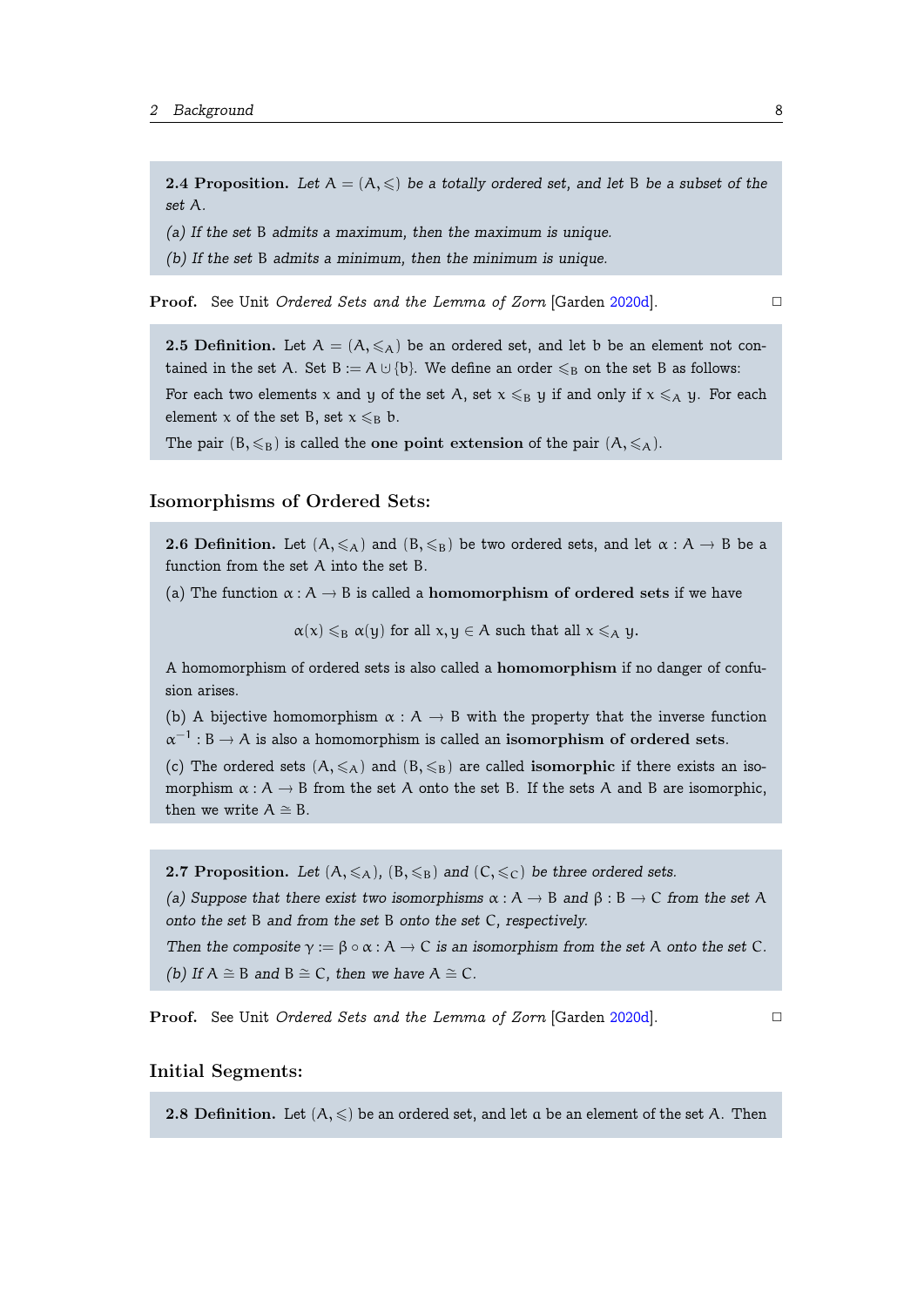**2.4 Proposition.** *Let $A = (A, \leqslant)$ be a totally ordered set, and let $B$ be a subset of the set $A$.*

*(a) If the set $B$ admits a maximum, then the maximum is unique.*

*(b) If the set $B$ admits a minimum, then the minimum is unique.*

**Proof.** See Unit *Ordered Sets and the Lemma of Zorn* [Garden 2020d]. □

**2.5 Definition.** Let $A = (A, \leqslant_A)$ be an ordered set, and let $b$ be an element not contained in the set $A$. Set $B := A \cup \{b\}$. We define an order $\leqslant_B$ on the set $B$ as follows:

For each two elements $x$ and $y$ of the set $A$, set $x \leqslant_B y$ if and only if $x \leqslant_A y$. For each element $x$ of the set $B$, set $x \leqslant_B b$.

The pair $(B, \leqslant_B)$ is called the **one point extension** of the pair $(A, \leqslant_A)$.

### Isomorphisms of Ordered Sets:

**2.6 Definition.** Let $(A, \leqslant_A)$ and $(B, \leqslant_B)$ be two ordered sets, and let $\alpha : A \to B$ be a function from the set $A$ into the set $B$.

(a) The function $\alpha : A \to B$ is called a **homomorphism of ordered sets** if we have

$$\alpha(x) \leqslant_B \alpha(y) \text{ for all } x, y \in A \text{ such that all } x \leqslant_A y.$$

A homomorphism of ordered sets is also called a **homomorphism** if no danger of confusion arises.

(b) A bijective homomorphism $\alpha : A \to B$ with the property that the inverse function $\alpha^{-1} : B \to A$ is also a homomorphism is called an **isomorphism of ordered sets**.

(c) The ordered sets $(A, \leqslant_A)$ and $(B, \leqslant_B)$ are called **isomorphic** if there exists an isomorphism $\alpha : A \to B$ from the set $A$ onto the set $B$. If the sets $A$ and $B$ are isomorphic, then we write $A \cong B$.

**2.7 Proposition.** *Let $(A, \leqslant_A)$, $(B, \leqslant_B)$ and $(C, \leqslant_C)$ be three ordered sets.*

*(a) Suppose that there exist two isomorphisms $\alpha : A \to B$ and $\beta : B \to C$ from the set $A$ onto the set $B$ and from the set $B$ onto the set $C$, respectively.*

*Then the composite $\gamma := \beta \circ \alpha : A \to C$ is an isomorphism from the set $A$ onto the set $C$.*

*(b) If $A \cong B$ and $B \cong C$, then we have $A \cong C$.*

**Proof.** See Unit *Ordered Sets and the Lemma of Zorn* [Garden 2020d]. □

### Initial Segments:

**2.8 Definition.** Let $(A, \leqslant)$ be an ordered set, and let $a$ be an element of the set $A$. Then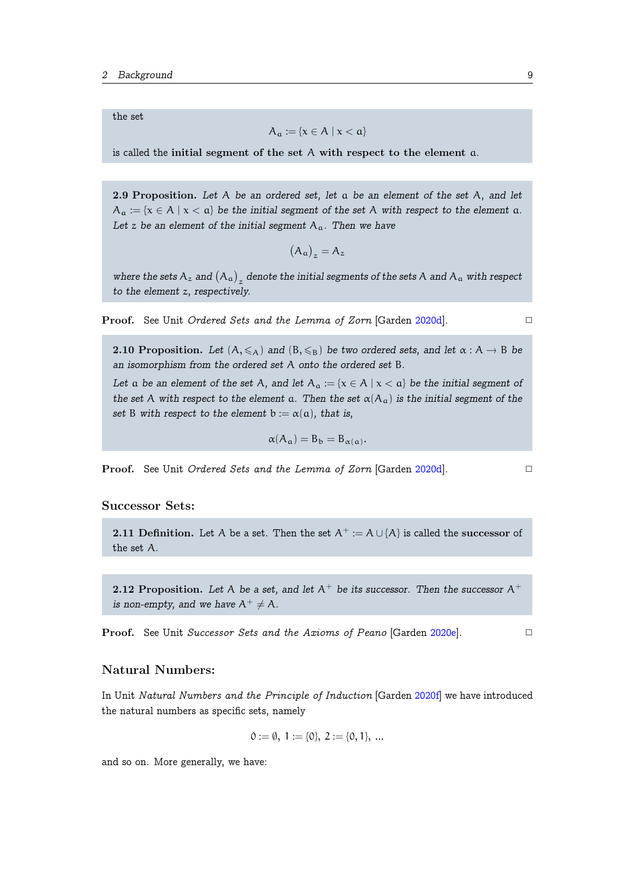the set

$$A_a := \{x \in A \mid x < a\}$$

is called the **initial segment of the set** $A$ **with respect to the element** $a$.

**2.9 Proposition.** *Let* $A$ *be an ordered set, let* $a$ *be an element of the set* $A$*, and let* $A_a := \{x \in A \mid x < a\}$ *be the initial segment of the set* $A$ *with respect to the element* $a$*. Let* $z$ *be an element of the initial segment* $A_a$*. Then we have*

$$\left(A_a\right)_z = A_z$$

*where the sets* $A_z$ *and* $\left(A_a\right)_z$ *denote the initial segments of the sets* $A$ *and* $A_a$ *with respect to the element* $z$*, respectively.*

**Proof.** See Unit *Ordered Sets and the Lemma of Zorn* [Garden 2020d]. □

**2.10 Proposition.** *Let* $(A, \leqslant_A)$ *and* $(B, \leqslant_B)$ *be two ordered sets, and let* $\alpha : A \to B$ *be an isomorphism from the ordered set* $A$ *onto the ordered set* $B$*.*

*Let* $a$ *be an element of the set* $A$*, and let* $A_a := \{x \in A \mid x < a\}$ *be the initial segment of the set* $A$ *with respect to the element* $a$*. Then the set* $\alpha(A_a)$ *is the initial segment of the set* $B$ *with respect to the element* $b := \alpha(a)$*, that is,*

$$\alpha(A_a) = B_b = B_{\alpha(a)}.$$

**Proof.** See Unit *Ordered Sets and the Lemma of Zorn* [Garden 2020d]. □

### Successor Sets:

**2.11 Definition.** Let $A$ be a set. Then the set $A^+ := A \cup \{A\}$ is called the **successor** of the set $A$.

**2.12 Proposition.** *Let* $A$ *be a set, and let* $A^+$ *be its successor. Then the successor* $A^+$ *is non-empty, and we have* $A^+ \neq A$*.*

**Proof.** See Unit *Successor Sets and the Axioms of Peano* [Garden 2020e]. □

### Natural Numbers:

In Unit *Natural Numbers and the Principle of Induction* [Garden 2020f] we have introduced the natural numbers as specific sets, namely

$$0 := \emptyset,\ 1 := \{0\},\ 2 := \{0, 1\},\ \ldots$$

and so on. More generally, we have: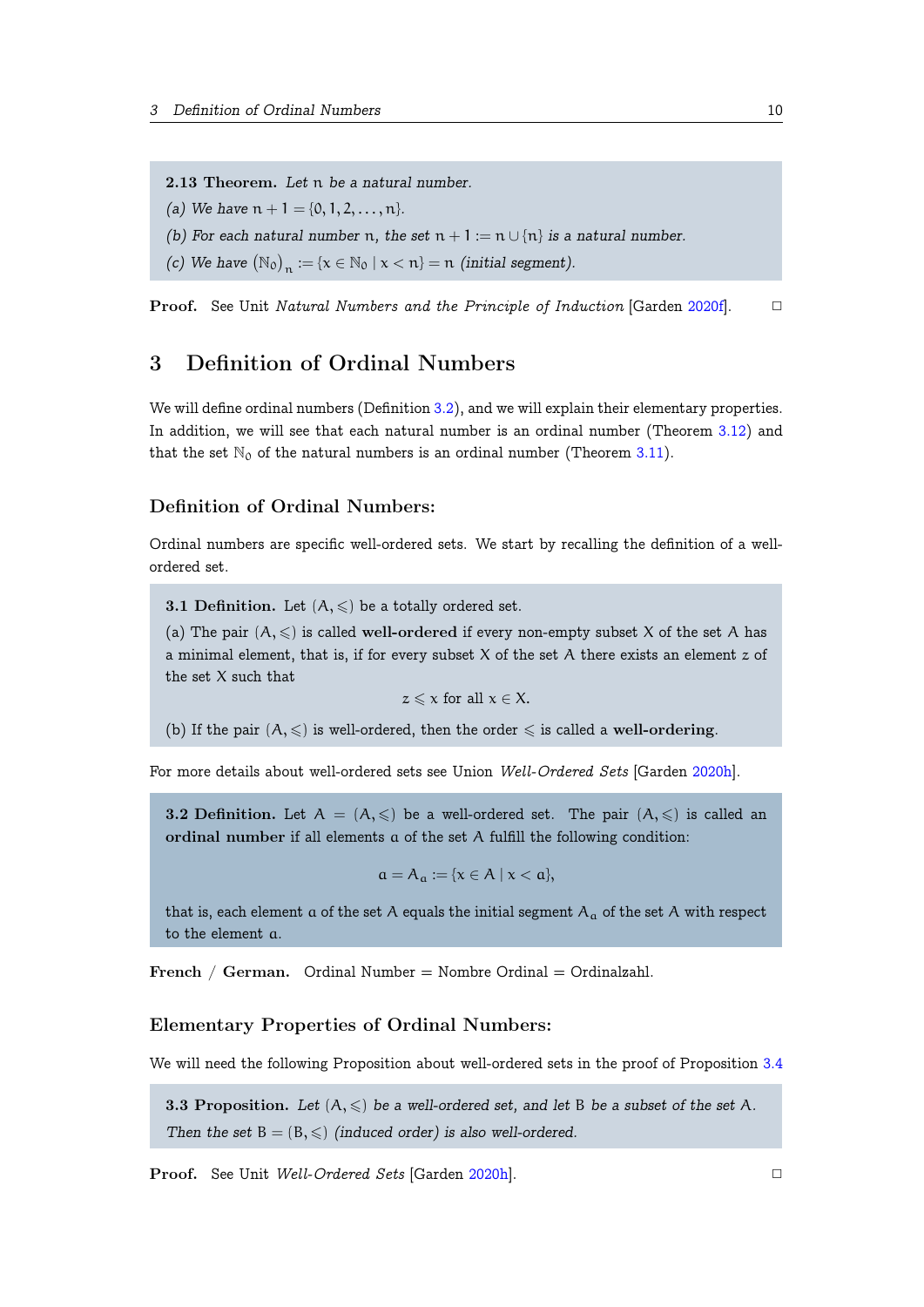**2.13 Theorem.** *Let $n$ be a natural number.*

*(a) We have $n + 1 = \{0, 1, 2, \ldots, n\}$.*

*(b) For each natural number $n$, the set $n + 1 := n \cup \{n\}$ is a natural number.*

*(c) We have $(\mathbb{N}_0)_n := \{x \in \mathbb{N}_0 \mid x < n\} = n$ (initial segment).*

**Proof.** See Unit *Natural Numbers and the Principle of Induction* [Garden 2020f]. □

# 3 Definition of Ordinal Numbers

We will define ordinal numbers (Definition 3.2), and we will explain their elementary properties. In addition, we will see that each natural number is an ordinal number (Theorem 3.12) and that the set $\mathbb{N}_0$ of the natural numbers is an ordinal number (Theorem 3.11).

### Definition of Ordinal Numbers:

Ordinal numbers are specific well-ordered sets. We start by recalling the definition of a well-ordered set.

**3.1 Definition.** Let $(A, \leqslant)$ be a totally ordered set.

(a) The pair $(A, \leqslant)$ is called **well-ordered** if every non-empty subset $X$ of the set $A$ has a minimal element, that is, if for every subset $X$ of the set $A$ there exists an element $z$ of the set $X$ such that

$$z \leqslant x \text{ for all } x \in X.$$

(b) If the pair $(A, \leqslant)$ is well-ordered, then the order $\leqslant$ is called a **well-ordering**.

For more details about well-ordered sets see Union *Well-Ordered Sets* [Garden 2020h].

**3.2 Definition.** Let $A = (A, \leqslant)$ be a well-ordered set. The pair $(A, \leqslant)$ is called an **ordinal number** if all elements $a$ of the set $A$ fulfill the following condition:

$$a = A_a := \{x \in A \mid x < a\},$$

that is, each element $a$ of the set $A$ equals the initial segment $A_a$ of the set $A$ with respect to the element $a$.

**French / German.** Ordinal Number = Nombre Ordinal = Ordinalzahl.

### Elementary Properties of Ordinal Numbers:

We will need the following Proposition about well-ordered sets in the proof of Proposition 3.4

**3.3 Proposition.** *Let $(A, \leqslant)$ be a well-ordered set, and let $B$ be a subset of the set $A$. Then the set $B = (B, \leqslant)$ (induced order) is also well-ordered.*

**Proof.** See Unit *Well-Ordered Sets* [Garden 2020h]. □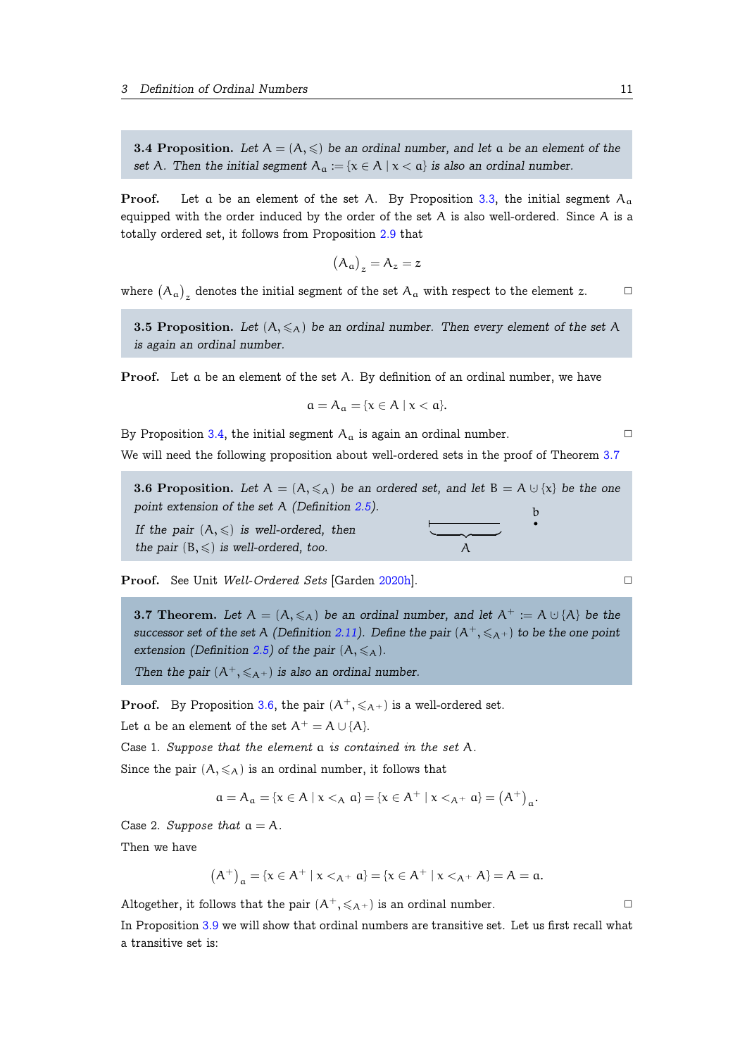**3.4 Proposition.** *Let $A = (A, \leqslant)$ be an ordinal number, and let $a$ be an element of the set $A$. Then the initial segment $A_a := \{x \in A \mid x < a\}$ is also an ordinal number.*

**Proof.** Let $a$ be an element of the set $A$. By Proposition 3.3, the initial segment $A_a$ equipped with the order induced by the order of the set $A$ is also well-ordered. Since $A$ is a totally ordered set, it follows from Proposition 2.9 that

$$\left(A_a\right)_z = A_z = z$$

where $\left(A_a\right)_z$ denotes the initial segment of the set $A_a$ with respect to the element $z$. □

**3.5 Proposition.** *Let $(A, \leqslant_A)$ be an ordinal number. Then every element of the set $A$ is again an ordinal number.*

**Proof.** Let $a$ be an element of the set $A$. By definition of an ordinal number, we have

$$a = A_a = \{x \in A \mid x < a\}.$$

By Proposition 3.4, the initial segment $A_a$ is again an ordinal number. □

We will need the following proposition about well-ordered sets in the proof of Theorem 3.7

**3.6 Proposition.** *Let $A = (A, \leqslant_A)$ be an ordered set, and let $B = A \cup \{x\}$ be the one point extension of the set $A$ (Definition 2.5).*

*If the pair $(A, \leqslant)$ is well-ordered, then the pair $(B, \leqslant)$ is well-ordered, too.*

**Proof.** See Unit *Well-Ordered Sets* [Garden 2020h]. □

**3.7 Theorem.** *Let $A = (A, \leqslant_A)$ be an ordinal number, and let $A^+ := A \cup \{A\}$ be the successor set of the set $A$ (Definition 2.11). Define the pair $(A^+, \leqslant_{A^+})$ to be the one point extension (Definition 2.5) of the pair $(A, \leqslant_A)$.*

*Then the pair $(A^+, \leqslant_{A^+})$ is also an ordinal number.*

**Proof.** By Proposition 3.6, the pair $(A^+, \leqslant_{A^+})$ is a well-ordered set.

Let $a$ be an element of the set $A^+ = A \cup \{A\}$.

Case 1. *Suppose that the element $a$ is contained in the set $A$.*

Since the pair $(A, \leqslant_A)$ is an ordinal number, it follows that

$$a = A_a = \{x \in A \mid x <_A a\} = \{x \in A^+ \mid x <_{A^+} a\} = \left(A^+\right)_a.$$

Case 2. *Suppose that $a = A$.*

Then we have

$$\left(A^+\right)_a = \{x \in A^+ \mid x <_{A^+} a\} = \{x \in A^+ \mid x <_{A^+} A\} = A = a.$$

Altogether, it follows that the pair $(A^+, \leqslant_{A^+})$ is an ordinal number. □

In Proposition 3.9 we will show that ordinal numbers are transitive set. Let us first recall what a transitive set is: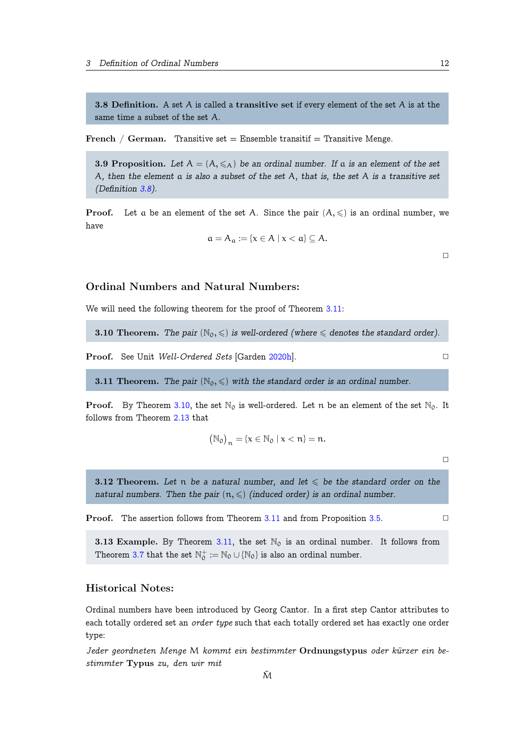**3.8 Definition.** A set $A$ is called a **transitive set** if every element of the set $A$ is at the same time a subset of the set $A$.

**French / German.** Transitive set = Ensemble transitif = Transitive Menge.

**3.9 Proposition.** *Let $A = (A, \leqslant_A)$ be an ordinal number. If $a$ is an element of the set $A$, then the element $a$ is also a subset of the set $A$, that is, the set $A$ is a transitive set (Definition 3.8).*

**Proof.** Let $a$ be an element of the set $A$. Since the pair $(A, \leqslant)$ is an ordinal number, we have

$$a = A_a := \{x \in A \mid x < a\} \subseteq A.$$

□

## Ordinal Numbers and Natural Numbers:

We will need the following theorem for the proof of Theorem 3.11:

**3.10 Theorem.** *The pair $(\mathbb{N}_0, \leqslant)$ is well-ordered (where $\leqslant$ denotes the standard order).*

**Proof.** See Unit *Well-Ordered Sets* [Garden 2020h]. □

**3.11 Theorem.** *The pair $(\mathbb{N}_0, \leqslant)$ with the standard order is an ordinal number.*

**Proof.** By Theorem 3.10, the set $\mathbb{N}_0$ is well-ordered. Let $n$ be an element of the set $\mathbb{N}_0$. It follows from Theorem 2.13 that

$$(\mathbb{N}_0)_n = \{x \in \mathbb{N}_0 \mid x < n\} = n.$$

□

**3.12 Theorem.** *Let $n$ be a natural number, and let $\leqslant$ be the standard order on the natural numbers. Then the pair $(n, \leqslant)$ (induced order) is an ordinal number.*

**Proof.** The assertion follows from Theorem 3.11 and from Proposition 3.5. □

**3.13 Example.** By Theorem 3.11, the set $\mathbb{N}_0$ is an ordinal number. It follows from Theorem 3.7 that the set $\mathbb{N}_0^+ := \mathbb{N}_0 \cup \{\mathbb{N}_0\}$ is also an ordinal number.

## Historical Notes:

Ordinal numbers have been introduced by Georg Cantor. In a first step Cantor attributes to each totally ordered set an *order type* such that each totally ordered set has exactly one order type:

*Jeder geordneten Menge $M$ kommt ein bestimmter* **Ordnungstypus** *oder kürzer ein bestimmter* **Typus** *zu, den wir mit*

$$\bar{M}$$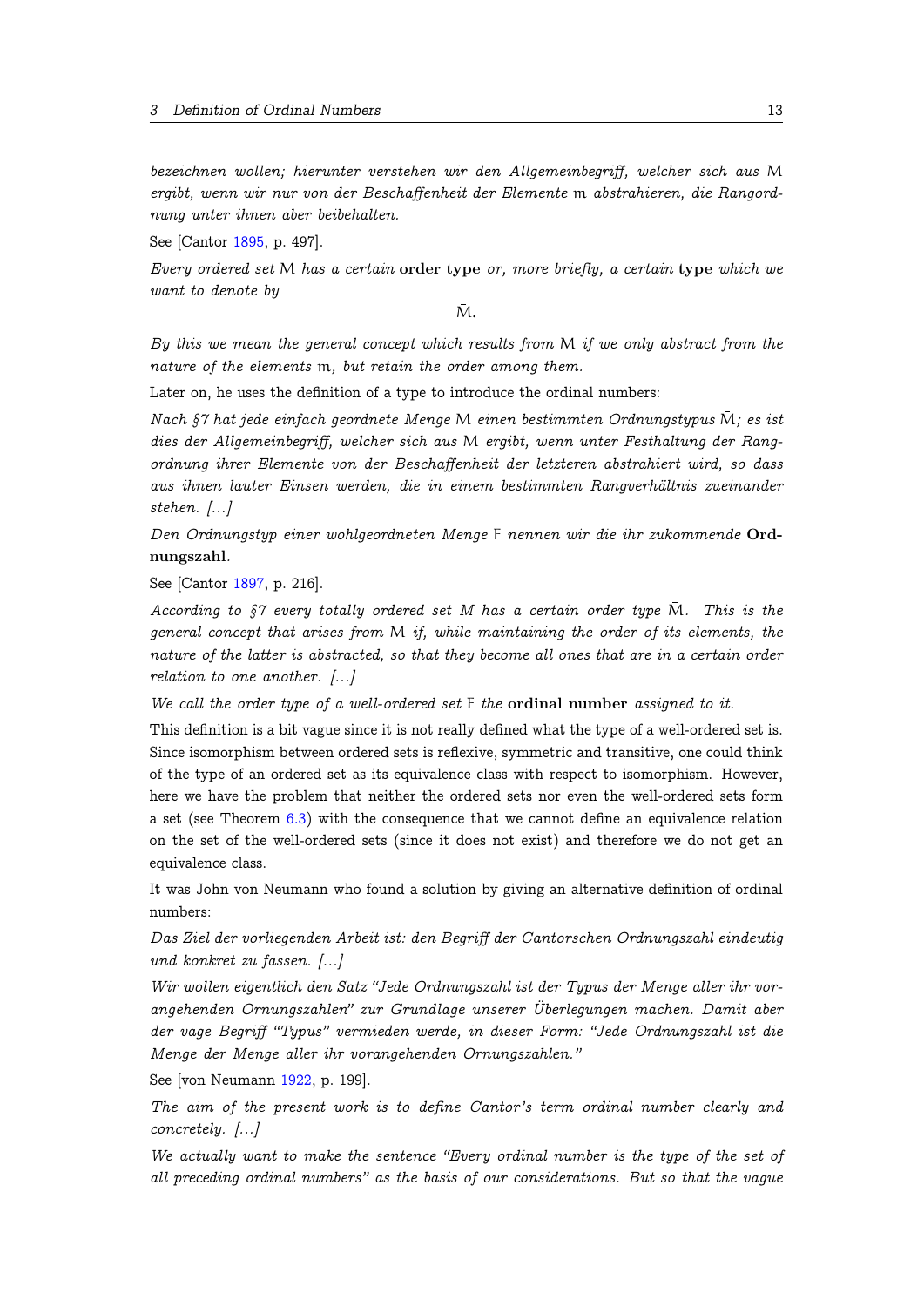*bezeichnen wollen; hierunter verstehen wir den Allgemeinbegriff, welcher sich aus $\mathrm{M}$ ergibt, wenn wir nur von der Beschaffenheit der Elemente $\mathrm{m}$ abstrahieren, die Rangordnung unter ihnen aber beibehalten.*

See [Cantor 1895, p. 497].

*Every ordered set $\mathrm{M}$ has a certain* **order type** *or, more briefly, a certain* **type** *which we want to denote by*

$$\bar{\mathrm{M}}.$$

*By this we mean the general concept which results from $\mathrm{M}$ if we only abstract from the nature of the elements $\mathrm{m}$, but retain the order among them.*

Later on, he uses the definition of a type to introduce the ordinal numbers:

*Nach §7 hat jede einfach geordnete Menge $\mathrm{M}$ einen bestimmten Ordnungstypus $\bar{\mathrm{M}}$; es ist dies der Allgemeinbegriff, welcher sich aus $\mathrm{M}$ ergibt, wenn unter Festhaltung der Rangordnung ihrer Elemente von der Beschaffenheit der letzteren abstrahiert wird, so dass aus ihnen lauter Einsen werden, die in einem bestimmten Rangverhältnis zueinander stehen. […]*

*Den Ordnungstyp einer wohlgeordneten Menge $\mathrm{F}$ nennen wir die ihr zukommende* **Ordnungszahl***.*

See [Cantor 1897, p. 216].

*According to §7 every totally ordered set $M$ has a certain order type $\bar{\mathrm{M}}$. This is the general concept that arises from $\mathrm{M}$ if, while maintaining the order of its elements, the nature of the latter is abstracted, so that they become all ones that are in a certain order relation to one another. […]*

*We call the order type of a well-ordered set $\mathrm{F}$ the* **ordinal number** *assigned to it.*

This definition is a bit vague since it is not really defined what the type of a well-ordered set is. Since isomorphism between ordered sets is reflexive, symmetric and transitive, one could think of the type of an ordered set as its equivalence class with respect to isomorphism. However, here we have the problem that neither the ordered sets nor even the well-ordered sets form a set (see Theorem 6.3) with the consequence that we cannot define an equivalence relation on the set of the well-ordered sets (since it does not exist) and therefore we do not get an equivalence class.

It was John von Neumann who found a solution by giving an alternative definition of ordinal numbers:

*Das Ziel der vorliegenden Arbeit ist: den Begriff der Cantorschen Ordnungszahl eindeutig und konkret zu fassen. […]*

*Wir wollen eigentlich den Satz "Jede Ordnungszahl ist der Typus der Menge aller ihr vorangehenden Ornungszahlen" zur Grundlage unserer Überlegungen machen. Damit aber der vage Begriff "Typus" vermieden werde, in dieser Form: "Jede Ordnungszahl ist die Menge der Menge aller ihr vorangehenden Ornungszahlen."*

See [von Neumann 1922, p. 199].

*The aim of the present work is to define Cantor's term ordinal number clearly and concretely. […]*

*We actually want to make the sentence "Every ordinal number is the type of the set of all preceding ordinal numbers" as the basis of our considerations. But so that the vague*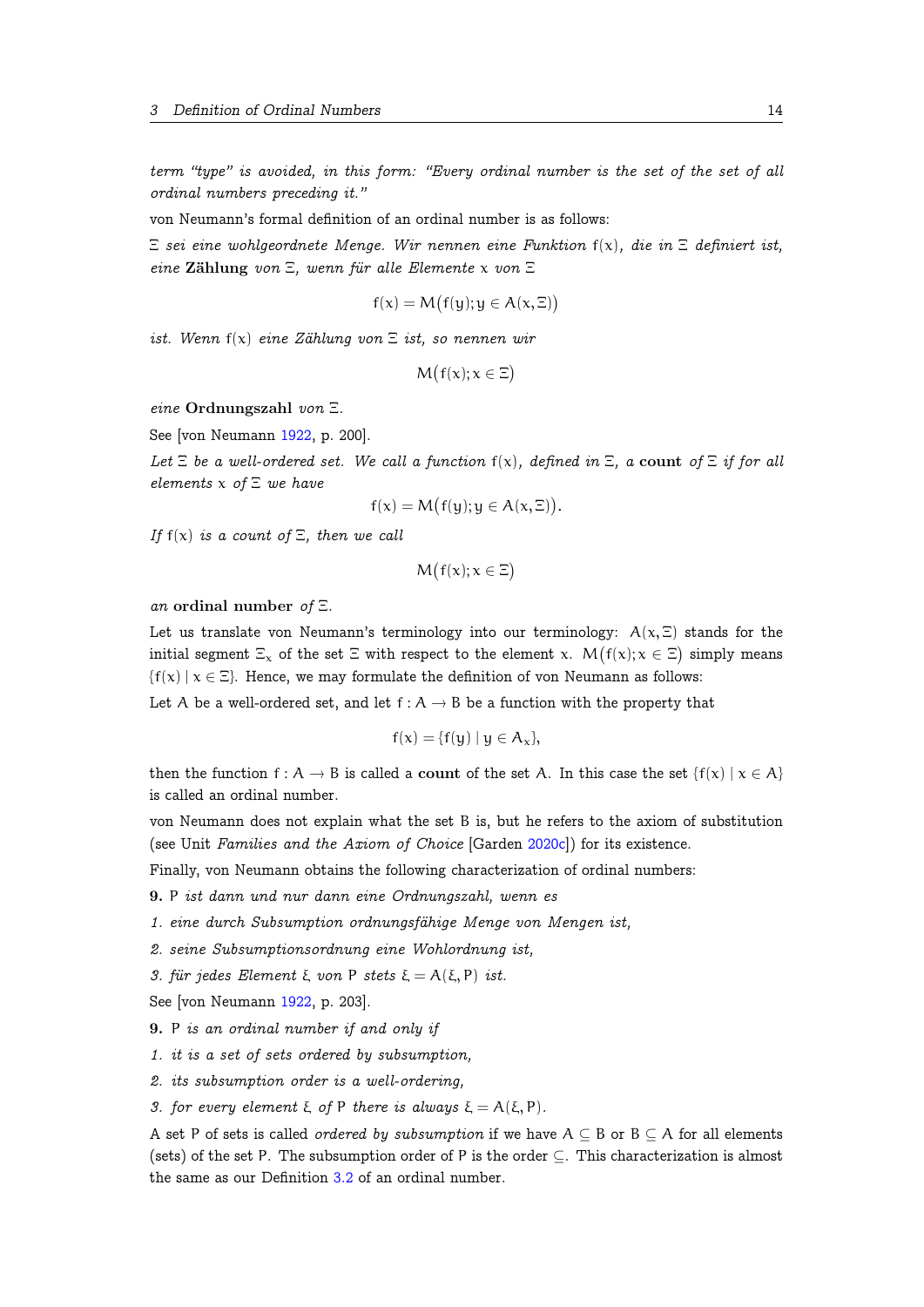*term "type" is avoided, in this form: "Every ordinal number is the set of the set of all ordinal numbers preceding it."*

von Neumann's formal definition of an ordinal number is as follows:

*$\Xi$ sei eine wohlgeordnete Menge. Wir nennen eine Funktion $f(x)$, die in $\Xi$ definiert ist, eine* **Zählung** *von $\Xi$, wenn für alle Elemente $x$ von $\Xi$*

$$f(x) = M\big(f(y); y \in A(x, \Xi)\big)$$

*ist. Wenn $f(x)$ eine Zählung von $\Xi$ ist, so nennen wir*

$$M\big(f(x); x \in \Xi\big)$$

*eine* **Ordnungszahl** *von $\Xi$.*

See [von Neumann 1922, p. 200].

*Let $\Xi$ be a well-ordered set. We call a function $f(x)$, defined in $\Xi$, a* **count** *of $\Xi$ if for all elements $x$ of $\Xi$ we have*

$$f(x) = M\big(f(y); y \in A(x, \Xi)\big).$$

*If $f(x)$ is a count of $\Xi$, then we call*

$$M\big(f(x); x \in \Xi\big)$$

*an* **ordinal number** *of $\Xi$.*

Let us translate von Neumann's terminology into our terminology: $A(x, \Xi)$ stands for the initial segment $\Xi_x$ of the set $\Xi$ with respect to the element $x$. $M\big(f(x); x \in \Xi\big)$ simply means $\{f(x) \mid x \in \Xi\}$. Hence, we may formulate the definition of von Neumann as follows:

Let $A$ be a well-ordered set, and let $f : A \to B$ be a function with the property that

$$f(x) = \{f(y) \mid y \in A_x\},$$

then the function $f : A \to B$ is called a **count** of the set $A$. In this case the set $\{f(x) \mid x \in A\}$ is called an ordinal number.

von Neumann does not explain what the set $B$ is, but he refers to the axiom of substitution (see Unit *Families and the Axiom of Choice* [Garden 2020c]) for its existence.

Finally, von Neumann obtains the following characterization of ordinal numbers:

**9.** $P$ *ist dann und nur dann eine Ordnungszahl, wenn es*

*1. eine durch Subsumption ordnungsfähige Menge von Mengen ist,*

*2. seine Subsumptionsordnung eine Wohlordnung ist,*

*3. für jedes Element $\xi$ von $P$ stets $\xi = A(\xi, P)$ ist.*

See [von Neumann 1922, p. 203].

**9.** $P$ *is an ordinal number if and only if*

*1. it is a set of sets ordered by subsumption,*

*2. its subsumption order is a well-ordering,*

*3. for every element $\xi$ of $P$ there is always $\xi = A(\xi, P)$.*

A set $P$ of sets is called *ordered by subsumption* if we have $A \subseteq B$ or $B \subseteq A$ for all elements (sets) of the set $P$. The subsumption order of $P$ is the order $\subseteq$. This characterization is almost the same as our Definition 3.2 of an ordinal number.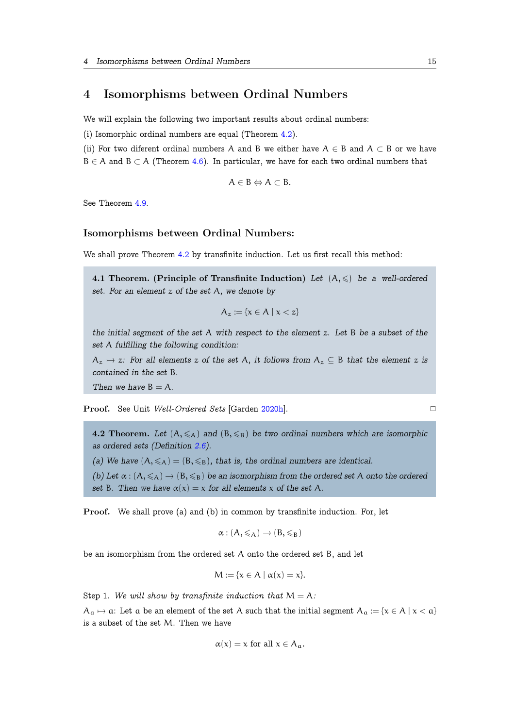# 4 Isomorphisms between Ordinal Numbers

We will explain the following two important results about ordinal numbers:

(i) Isomorphic ordinal numbers are equal (Theorem 4.2).

(ii) For two diferent ordinal numbers $A$ and $B$ we either have $A \in B$ and $A \subset B$ or we have $B \in A$ and $B \subset A$ (Theorem 4.6). In particular, we have for each two ordinal numbers that

$$A \in B \Leftrightarrow A \subset B.$$

See Theorem 4.9.

### Isomorphisms between Ordinal Numbers:

We shall prove Theorem 4.2 by transfinite induction. Let us first recall this method:

**4.1 Theorem. (Principle of Transfinite Induction)** *Let $(A, \leqslant)$ be a well-ordered set. For an element $z$ of the set $A$, we denote by*

$$A_z := \{x \in A \mid x < z\}$$

*the initial segment of the set $A$ with respect to the element $z$. Let $B$ be a subset of the set $A$ fulfilling the following condition:*

*$A_z \mapsto z$: For all elements $z$ of the set $A$, it follows from $A_z \subseteq B$ that the element $z$ is contained in the set $B$.*

*Then we have $B = A$.*

**Proof.** See Unit *Well-Ordered Sets* [Garden 2020h]. □

**4.2 Theorem.** *Let $(A, \leqslant_A)$ and $(B, \leqslant_B)$ be two ordinal numbers which are isomorphic as ordered sets (Definition 2.6).*

*(a) We have $(A, \leqslant_A) = (B, \leqslant_B)$, that is, the ordinal numbers are identical.*

*(b) Let $\alpha : (A, \leqslant_A) \to (B, \leqslant_B)$ be an isomorphism from the ordered set $A$ onto the ordered set $B$. Then we have $\alpha(x) = x$ for all elements $x$ of the set $A$.*

**Proof.** We shall prove (a) and (b) in common by transfinite induction. For, let

$$\alpha : (A, \leqslant_A) \to (B, \leqslant_B)$$

be an isomorphism from the ordered set $A$ onto the ordered set $B$, and let

$$M := \{x \in A \mid \alpha(x) = x\}.$$

Step 1. *We will show by transfinite induction that $M = A$:*

$A_a \mapsto a$: Let $a$ be an element of the set $A$ such that the initial segment $A_a := \{x \in A \mid x < a\}$ is a subset of the set $M$. Then we have

$$\alpha(x) = x \text{ for all } x \in A_a.$$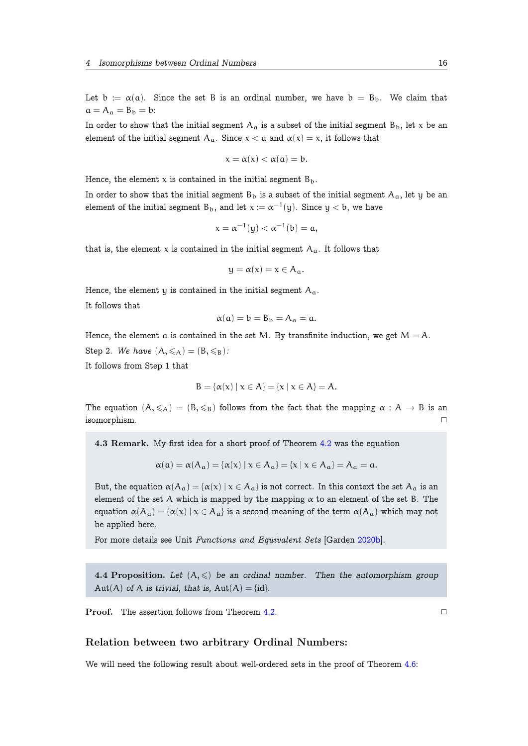Let $b := \alpha(a)$. Since the set $B$ is an ordinal number, we have $b = B_b$. We claim that $a = A_a = B_b = b$:

In order to show that the initial segment $A_a$ is a subset of the initial segment $B_b$, let $x$ be an element of the initial segment $A_a$. Since $x < a$ and $\alpha(x) = x$, it follows that

$$x = \alpha(x) < \alpha(a) = b.$$

Hence, the element $x$ is contained in the initial segment $B_b$.

In order to show that the initial segment $B_b$ is a subset of the initial segment $A_a$, let $y$ be an element of the initial segment $B_b$, and let $x := \alpha^{-1}(y)$. Since $y < b$, we have

$$x = \alpha^{-1}(y) < \alpha^{-1}(b) = a,$$

that is, the element $x$ is contained in the initial segment $A_a$. It follows that

$$y = \alpha(x) = x \in A_a.$$

Hence, the element $y$ is contained in the initial segment $A_a$.

It follows that

$$\alpha(a) = b = B_b = A_a = a.$$

Hence, the element $a$ is contained in the set $M$. By transfinite induction, we get $M = A$.

Step 2. *We have* $(A, \leqslant_A) = (B, \leqslant_B)$*:*

It follows from Step 1 that

$$B = \{\alpha(x) \mid x \in A\} = \{x \mid x \in A\} = A.$$

The equation $(A, \leqslant_A) = (B, \leqslant_B)$ follows from the fact that the mapping $\alpha : A \to B$ is an isomorphism. □

**4.3 Remark.** My first idea for a short proof of Theorem 4.2 was the equation

$$\alpha(a) = \alpha(A_a) = \{\alpha(x) \mid x \in A_a\} = \{x \mid x \in A_a\} = A_a = a.$$

But, the equation $\alpha(A_a) = \{\alpha(x) \mid x \in A_a\}$ is not correct. In this context the set $A_a$ is an element of the set $A$ which is mapped by the mapping $\alpha$ to an element of the set $B$. The equation $\alpha(A_a) = \{\alpha(x) \mid x \in A_a\}$ is a second meaning of the term $\alpha(A_a)$ which may not be applied here.

For more details see Unit *Functions and Equivalent Sets* [Garden 2020b].

**4.4 Proposition.** *Let* $(A, \leqslant)$ *be an ordinal number. Then the automorphism group* $\mathrm{Aut}(A)$ *of* $A$ *is trivial, that is,* $\mathrm{Aut}(A) = \{\mathrm{id}\}$.

**Proof.** The assertion follows from Theorem 4.2. □

### Relation between two arbitrary Ordinal Numbers:

We will need the following result about well-ordered sets in the proof of Theorem 4.6: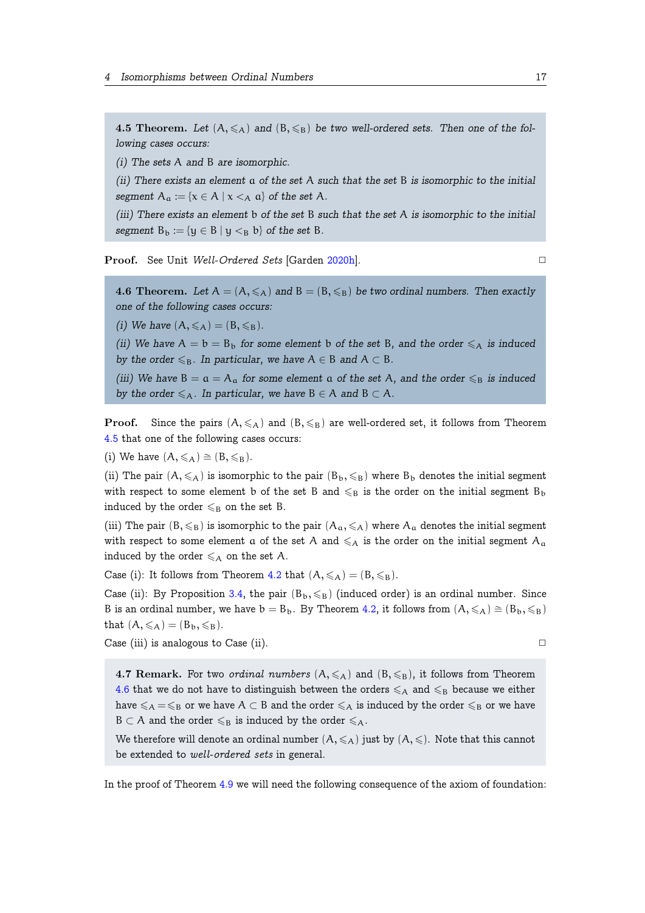**4.5 Theorem.** *Let $(A, \leqslant_A)$ and $(B, \leqslant_B)$ be two well-ordered sets. Then one of the following cases occurs:*

*(i) The sets $A$ and $B$ are isomorphic.*

*(ii) There exists an element $a$ of the set $A$ such that the set $B$ is isomorphic to the initial segment $A_a := \{x \in A \mid x <_A a\}$ of the set $A$.*

*(iii) There exists an element $b$ of the set $B$ such that the set $A$ is isomorphic to the initial segment $B_b := \{y \in B \mid y <_B b\}$ of the set $B$.*

**Proof.** See Unit *Well-Ordered Sets* [Garden 2020h]. □

**4.6 Theorem.** *Let $A = (A, \leqslant_A)$ and $B = (B, \leqslant_B)$ be two ordinal numbers. Then exactly one of the following cases occurs:*

*(i) We have $(A, \leqslant_A) = (B, \leqslant_B)$.*

*(ii) We have $A = b = B_b$ for some element $b$ of the set $B$, and the order $\leqslant_A$ is induced by the order $\leqslant_B$. In particular, we have $A \in B$ and $A \subset B$.*

*(iii) We have $B = a = A_a$ for some element $a$ of the set $A$, and the order $\leqslant_B$ is induced by the order $\leqslant_A$. In particular, we have $B \in A$ and $B \subset A$.*

**Proof.** Since the pairs $(A, \leqslant_A)$ and $(B, \leqslant_B)$ are well-ordered set, it follows from Theorem 4.5 that one of the following cases occurs:

(i) We have $(A, \leqslant_A) \cong (B, \leqslant_B)$.

(ii) The pair $(A, \leqslant_A)$ is isomorphic to the pair $(B_b, \leqslant_B)$ where $B_b$ denotes the initial segment with respect to some element $b$ of the set $B$ and $\leqslant_B$ is the order on the initial segment $B_b$ induced by the order $\leqslant_B$ on the set $B$.

(iii) The pair $(B, \leqslant_B)$ is isomorphic to the pair $(A_a, \leqslant_A)$ where $A_a$ denotes the initial segment with respect to some element $a$ of the set $A$ and $\leqslant_A$ is the order on the initial segment $A_a$ induced by the order $\leqslant_A$ on the set $A$.

Case (i): It follows from Theorem 4.2 that $(A, \leqslant_A) = (B, \leqslant_B)$.

Case (ii): By Proposition 3.4, the pair $(B_b, \leqslant_B)$ (induced order) is an ordinal number. Since $B$ is an ordinal number, we have $b = B_b$. By Theorem 4.2, it follows from $(A, \leqslant_A) \cong (B_b, \leqslant_B)$ that $(A, \leqslant_A) = (B_b, \leqslant_B)$.

Case (iii) is analogous to Case (ii). □

**4.7 Remark.** For two *ordinal numbers* $(A, \leqslant_A)$ and $(B, \leqslant_B)$, it follows from Theorem 4.6 that we do not have to distinguish between the orders $\leqslant_A$ and $\leqslant_B$ because we either have $\leqslant_A = \leqslant_B$ or we have $A \subset B$ and the order $\leqslant_A$ is induced by the order $\leqslant_B$ or we have $B \subset A$ and the order $\leqslant_B$ is induced by the order $\leqslant_A$.

We therefore will denote an ordinal number $(A, \leqslant_A)$ just by $(A, \leqslant)$. Note that this cannot be extended to *well-ordered sets* in general.

In the proof of Theorem 4.9 we will need the following consequence of the axiom of foundation: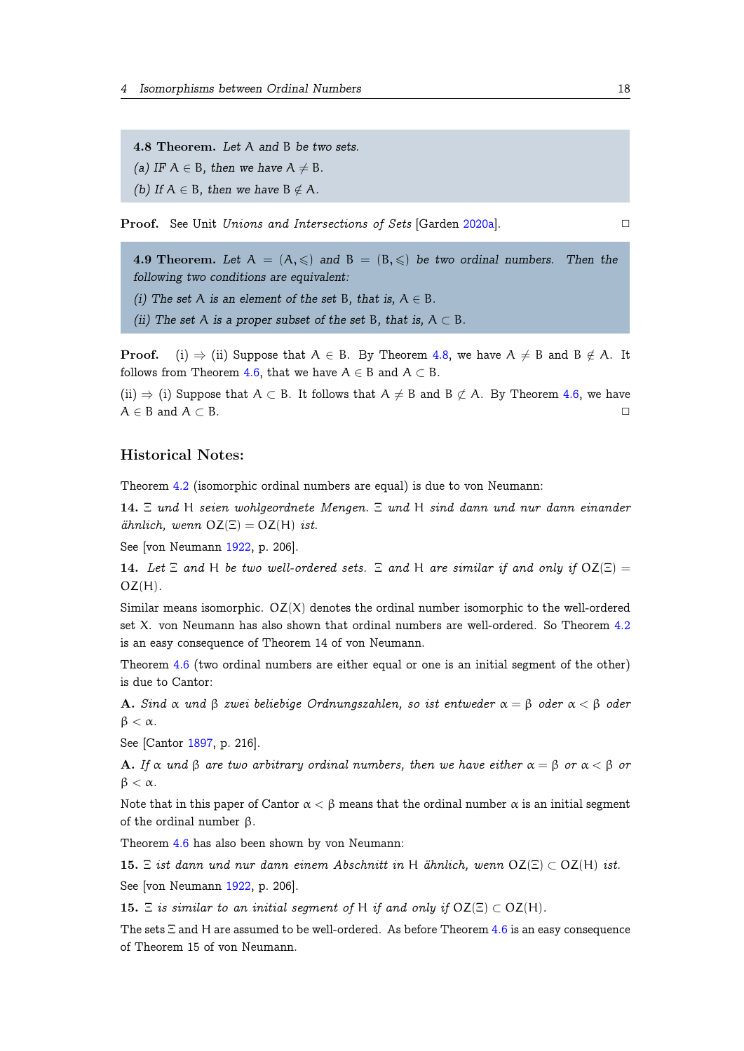**4.8 Theorem.** *Let* $A$ *and* $B$ *be two sets.*

*(a) IF* $A \in B$*, then we have* $A \neq B$*.*

*(b) If* $A \in B$*, then we have* $B \notin A$*.*

**Proof.** See Unit *Unions and Intersections of Sets* [Garden 2020a]. □

**4.9 Theorem.** *Let* $A = (A, \leqslant)$ *and* $B = (B, \leqslant)$ *be two ordinal numbers. Then the following two conditions are equivalent:*

*(i) The set* $A$ *is an element of the set* $B$*, that is,* $A \in B$*.*

*(ii) The set* $A$ *is a proper subset of the set* $B$*, that is,* $A \subset B$*.*

**Proof.** (i) $\Rightarrow$ (ii) Suppose that $A \in B$. By Theorem 4.8, we have $A \neq B$ and $B \notin A$. It follows from Theorem 4.6, that we have $A \in B$ and $A \subset B$.

(ii) $\Rightarrow$ (i) Suppose that $A \subset B$. It follows that $A \neq B$ and $B \not\subset A$. By Theorem 4.6, we have $A \in B$ and $A \subset B$. □

### Historical Notes:

Theorem 4.2 (isomorphic ordinal numbers are equal) is due to von Neumann:

**14.** *$\Xi$ und $H$ seien wohlgeordnete Mengen. $\Xi$ und $H$ sind dann und nur dann einander ähnlich, wenn* $OZ(\Xi) = OZ(H)$ *ist.*

See [von Neumann 1922, p. 206].

**14.** *Let $\Xi$ and $H$ be two well-ordered sets. $\Xi$ and $H$ are similar if and only if* $OZ(\Xi) = OZ(H)$*.*

Similar means isomorphic. $OZ(X)$ denotes the ordinal number isomorphic to the well-ordered set $X$. von Neumann has also shown that ordinal numbers are well-ordered. So Theorem 4.2 is an easy consequence of Theorem 14 of von Neumann.

Theorem 4.6 (two ordinal numbers are either equal or one is an initial segment of the other) is due to Cantor:

**A.** *Sind $\alpha$ und $\beta$ zwei beliebige Ordnungszahlen, so ist entweder $\alpha = \beta$ oder $\alpha < \beta$ oder $\beta < \alpha$.*

See [Cantor 1897, p. 216].

**A.** *If $\alpha$ und $\beta$ are two arbitrary ordinal numbers, then we have either $\alpha = \beta$ or $\alpha < \beta$ or $\beta < \alpha$.*

Note that in this paper of Cantor $\alpha < \beta$ means that the ordinal number $\alpha$ is an initial segment of the ordinal number $\beta$.

Theorem 4.6 has also been shown by von Neumann:

**15.** *$\Xi$ ist dann und nur dann einem Abschnitt in $H$ ähnlich, wenn* $OZ(\Xi) \subset OZ(H)$ *ist.*

See [von Neumann 1922, p. 206].

**15.** *$\Xi$ is similar to an initial segment of $H$ if and only if* $OZ(\Xi) \subset OZ(H)$*.*

The sets $\Xi$ and $H$ are assumed to be well-ordered. As before Theorem 4.6 is an easy consequence of Theorem 15 of von Neumann.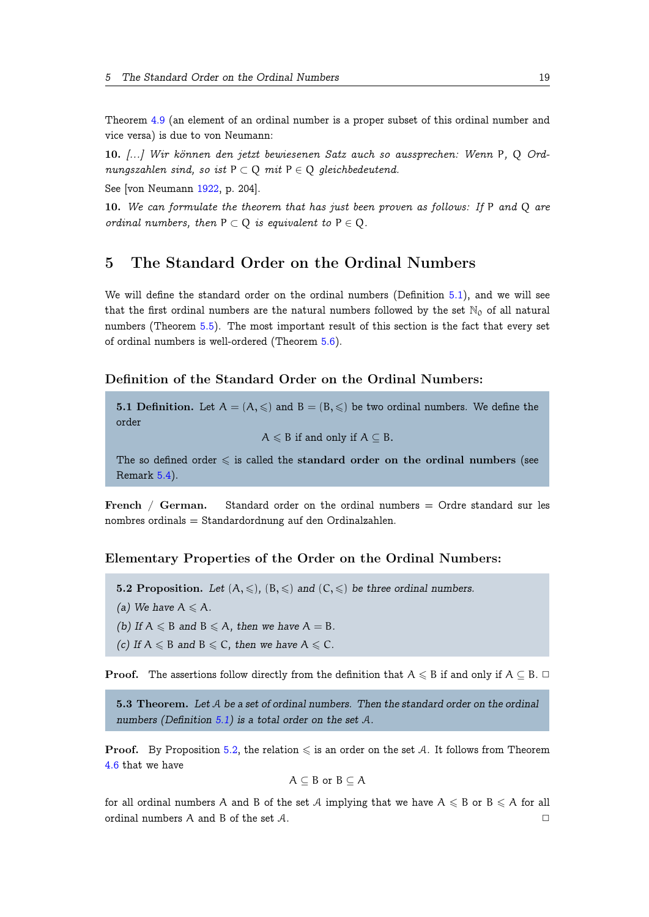Theorem 4.9 (an element of an ordinal number is a proper subset of this ordinal number and vice versa) is due to von Neumann:

**10.** *[...] Wir können den jetzt bewiesenen Satz auch so aussprechen: Wenn* P, Q *Ordnungszahlen sind, so ist* $P \subset Q$ *mit* $P \in Q$ *gleichbedeutend.*

See [von Neumann 1922, p. 204].

**10.** *We can formulate the theorem that has just been proven as follows: If* P *and* Q *are ordinal numbers, then* $P \subset Q$ *is equivalent to* $P \in Q$.

# 5 The Standard Order on the Ordinal Numbers

We will define the standard order on the ordinal numbers (Definition 5.1), and we will see that the first ordinal numbers are the natural numbers followed by the set $\mathbb{N}_0$ of all natural numbers (Theorem 5.5). The most important result of this section is the fact that every set of ordinal numbers is well-ordered (Theorem 5.6).

## Definition of the Standard Order on the Ordinal Numbers:

**5.1 Definition.** Let $A = (A, \leqslant)$ and $B = (B, \leqslant)$ be two ordinal numbers. We define the order

$$A \leqslant B \text{ if and only if } A \subseteq B.$$

The so defined order $\leqslant$ is called the **standard order on the ordinal numbers** (see Remark 5.4).

**French / German.** Standard order on the ordinal numbers = Ordre standard sur les nombres ordinals = Standardordnung auf den Ordinalzahlen.

## Elementary Properties of the Order on the Ordinal Numbers:

**5.2 Proposition.** *Let* $(A, \leqslant)$, $(B, \leqslant)$ *and* $(C, \leqslant)$ *be three ordinal numbers.*

*(a) We have* $A \leqslant A$.

*(b) If* $A \leqslant B$ *and* $B \leqslant A$, *then we have* $A = B$.

*(c) If* $A \leqslant B$ *and* $B \leqslant C$, *then we have* $A \leqslant C$.

**Proof.** The assertions follow directly from the definition that $A \leqslant B$ if and only if $A \subseteq B$. □

**5.3 Theorem.** *Let* $\mathcal{A}$ *be a set of ordinal numbers. Then the standard order on the ordinal numbers (Definition 5.1) is a total order on the set* $\mathcal{A}$.

**Proof.** By Proposition 5.2, the relation $\leqslant$ is an order on the set $\mathcal{A}$. It follows from Theorem 4.6 that we have

$$A \subseteq B \text{ or } B \subseteq A$$

for all ordinal numbers $A$ and $B$ of the set $\mathcal{A}$ implying that we have $A \leqslant B$ or $B \leqslant A$ for all ordinal numbers $A$ and $B$ of the set $\mathcal{A}$. □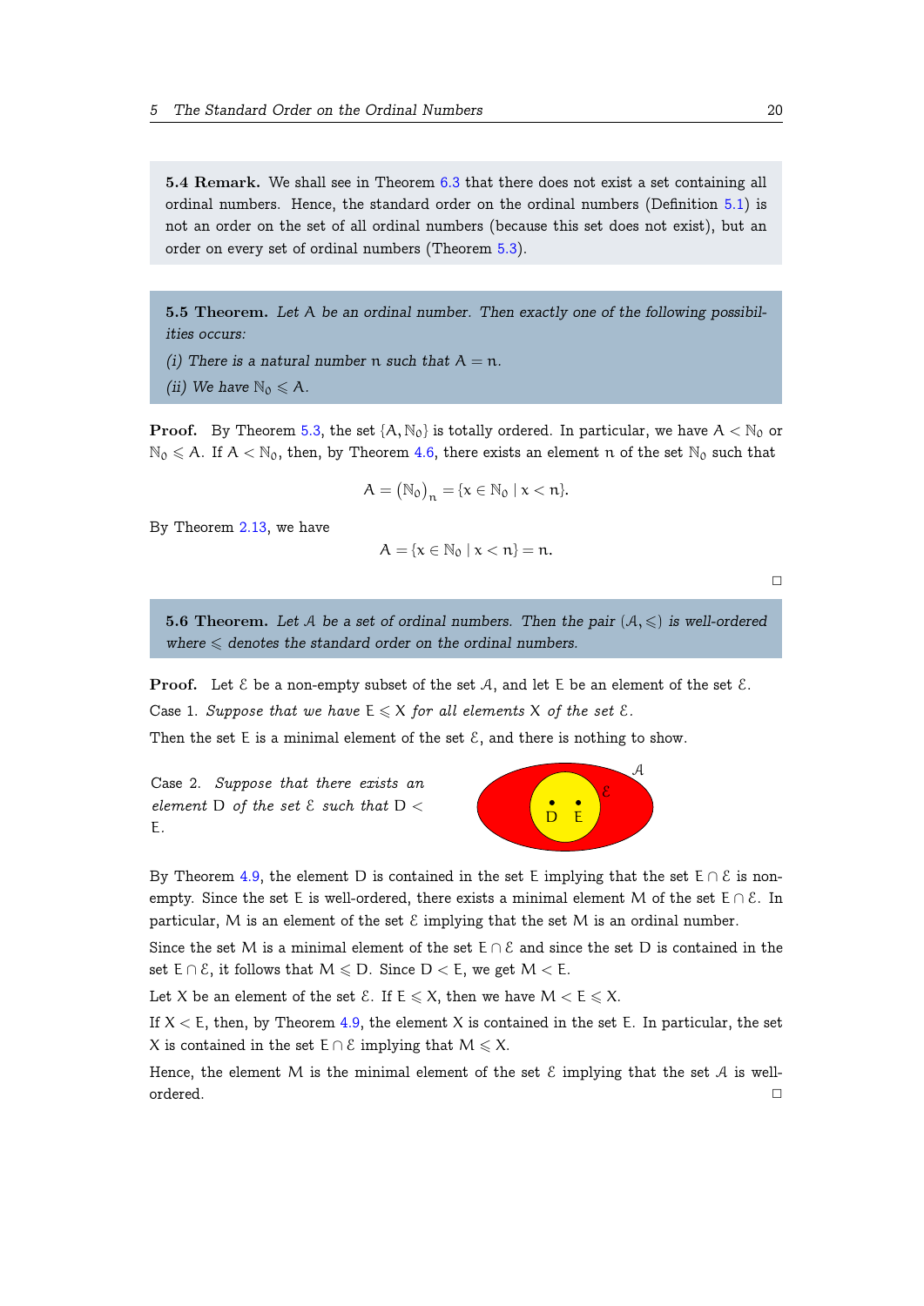**5.4 Remark.** We shall see in Theorem 6.3 that there does not exist a set containing all ordinal numbers. Hence, the standard order on the ordinal numbers (Definition 5.1) is not an order on the set of all ordinal numbers (because this set does not exist), but an order on every set of ordinal numbers (Theorem 5.3).

**5.5 Theorem.** *Let $A$ be an ordinal number. Then exactly one of the following possibilities occurs:*

*(i) There is a natural number $n$ such that $A = n$.*

*(ii) We have $\mathbb{N}_0 \leqslant A$.*

**Proof.** By Theorem 5.3, the set $\{A, \mathbb{N}_0\}$ is totally ordered. In particular, we have $A < \mathbb{N}_0$ or $\mathbb{N}_0 \leqslant A$. If $A < \mathbb{N}_0$, then, by Theorem 4.6, there exists an element $n$ of the set $\mathbb{N}_0$ such that

$$A = \left(\mathbb{N}_0\right)_n = \{x \in \mathbb{N}_0 \mid x < n\}.$$

By Theorem 2.13, we have

$$A = \{x \in \mathbb{N}_0 \mid x < n\} = n.$$

□

**5.6 Theorem.** *Let $\mathcal{A}$ be a set of ordinal numbers. Then the pair $(\mathcal{A}, \leqslant)$ is well-ordered where $\leqslant$ denotes the standard order on the ordinal numbers.*

**Proof.** Let $\mathcal{E}$ be a non-empty subset of the set $\mathcal{A}$, and let $E$ be an element of the set $\mathcal{E}$.

Case 1. *Suppose that we have $E \leqslant X$ for all elements $X$ of the set $\mathcal{E}$.*

Then the set $E$ is a minimal element of the set $\mathcal{E}$, and there is nothing to show.

Case 2. *Suppose that there exists an element $D$ of the set $\mathcal{E}$ such that $D < E$.*

By Theorem 4.9, the element $D$ is contained in the set $E$ implying that the set $E \cap \mathcal{E}$ is non-empty. Since the set $E$ is well-ordered, there exists a minimal element $M$ of the set $E \cap \mathcal{E}$. In particular, $M$ is an element of the set $\mathcal{E}$ implying that the set $M$ is an ordinal number.

Since the set $M$ is a minimal element of the set $E \cap \mathcal{E}$ and since the set $D$ is contained in the set $E \cap \mathcal{E}$, it follows that $M \leqslant D$. Since $D < E$, we get $M < E$.

Let $X$ be an element of the set $\mathcal{E}$. If $E \leqslant X$, then we have $M < E \leqslant X$.

If $X < E$, then, by Theorem 4.9, the element $X$ is contained in the set $E$. In particular, the set $X$ is contained in the set $E \cap \mathcal{E}$ implying that $M \leqslant X$.

Hence, the element $M$ is the minimal element of the set $\mathcal{E}$ implying that the set $\mathcal{A}$ is well-ordered. □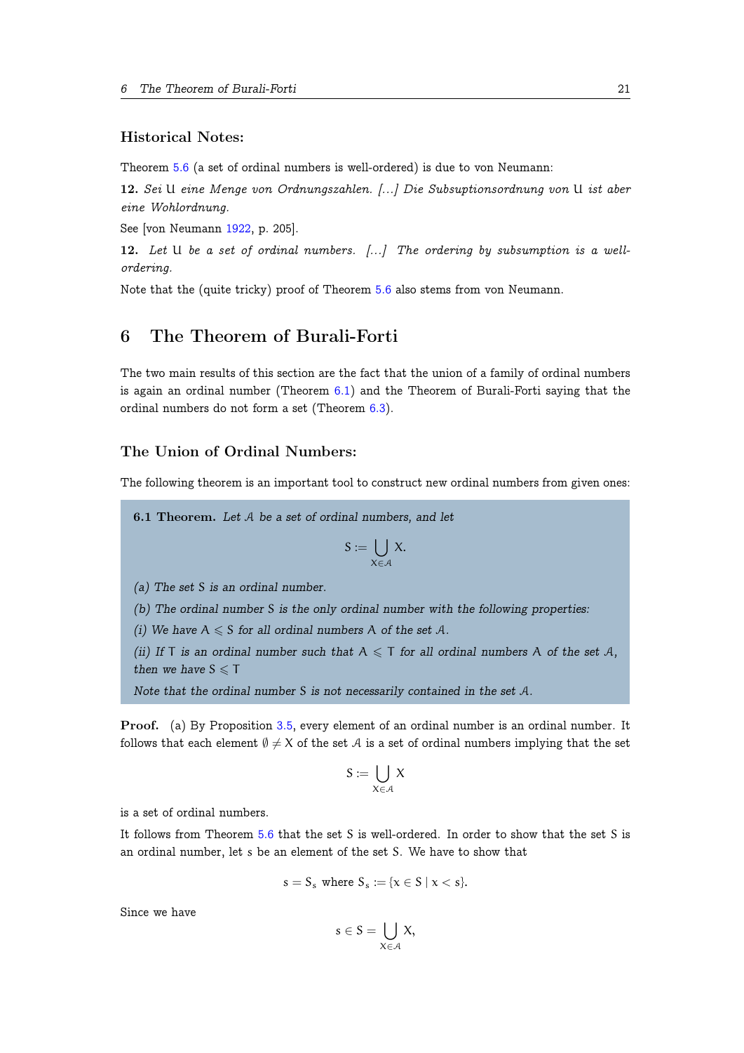### Historical Notes:

Theorem 5.6 (a set of ordinal numbers is well-ordered) is due to von Neumann:

**12.** *Sei* $\mathfrak{U}$ *eine Menge von Ordnungszahlen. [...] Die Subsuptionsordnung von* $\mathfrak{U}$ *ist aber eine Wohlordnung.*

See [von Neumann 1922, p. 205].

**12.** *Let* $\mathfrak{U}$ *be a set of ordinal numbers. [...] The ordering by subsumption is a well-ordering.*

Note that the (quite tricky) proof of Theorem 5.6 also stems from von Neumann.

## 6 The Theorem of Burali-Forti

The two main results of this section are the fact that the union of a family of ordinal numbers is again an ordinal number (Theorem 6.1) and the Theorem of Burali-Forti saying that the ordinal numbers do not form a set (Theorem 6.3).

### The Union of Ordinal Numbers:

The following theorem is an important tool to construct new ordinal numbers from given ones:

**6.1 Theorem.** *Let* $\mathcal{A}$ *be a set of ordinal numbers, and let*

$$S := \bigcup_{X \in \mathcal{A}} X.$$

*(a) The set* $S$ *is an ordinal number.*

*(b) The ordinal number* $S$ *is the only ordinal number with the following properties:*

*(i) We have* $A \leqslant S$ *for all ordinal numbers* $A$ *of the set* $\mathcal{A}$*.*

*(ii) If* $T$ *is an ordinal number such that* $A \leqslant T$ *for all ordinal numbers* $A$ *of the set* $\mathcal{A}$*, then we have* $S \leqslant T$

*Note that the ordinal number* $S$ *is not necessarily contained in the set* $\mathcal{A}$*.*

**Proof.** (a) By Proposition 3.5, every element of an ordinal number is an ordinal number. It follows that each element $\emptyset \neq X$ of the set $\mathcal{A}$ is a set of ordinal numbers implying that the set

$$S := \bigcup_{X \in \mathcal{A}} X$$

is a set of ordinal numbers.

It follows from Theorem 5.6 that the set $S$ is well-ordered. In order to show that the set $S$ is an ordinal number, let $s$ be an element of the set $S$. We have to show that

$$s = S_s \text{ where } S_s := \{x \in S \mid x < s\}.$$

Since we have

$$s \in S = \bigcup_{X \in \mathcal{A}} X,$$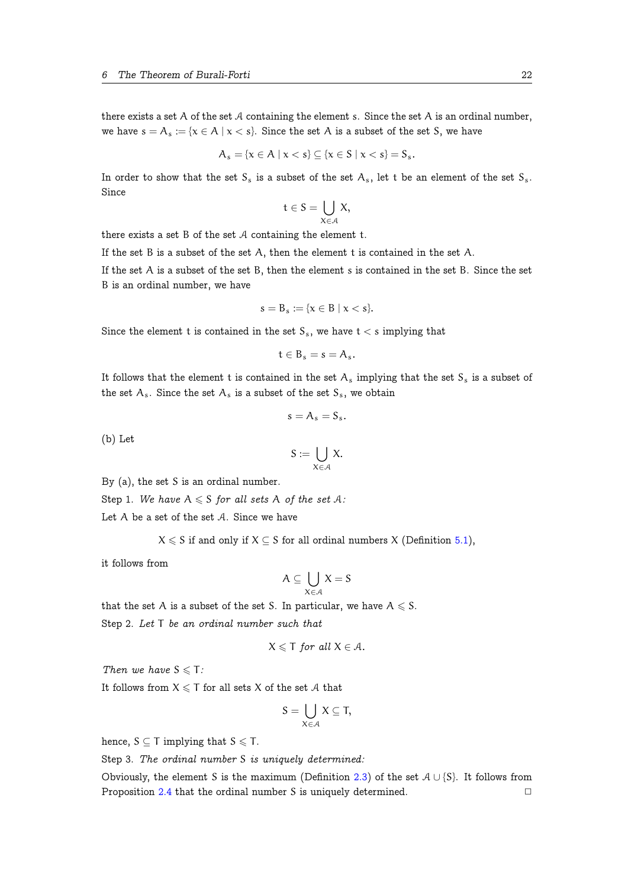there exists a set $A$ of the set $\mathcal{A}$ containing the element $s$. Since the set $A$ is an ordinal number, we have $s = A_s := \{x \in A \mid x < s\}$. Since the set $A$ is a subset of the set $S$, we have

$$A_s = \{x \in A \mid x < s\} \subseteq \{x \in S \mid x < s\} = S_s.$$

In order to show that the set $S_s$ is a subset of the set $A_s$, let $t$ be an element of the set $S_s$. Since

$$t \in S = \bigcup_{X \in \mathcal{A}} X,$$

there exists a set $B$ of the set $\mathcal{A}$ containing the element $t$.

If the set $B$ is a subset of the set $A$, then the element $t$ is contained in the set $A$.

If the set $A$ is a subset of the set $B$, then the element $s$ is contained in the set $B$. Since the set $B$ is an ordinal number, we have

$$s = B_s := \{x \in B \mid x < s\}.$$

Since the element $t$ is contained in the set $S_s$, we have $t < s$ implying that

$$t \in B_s = s = A_s.$$

It follows that the element $t$ is contained in the set $A_s$ implying that the set $S_s$ is a subset of the set $A_s$. Since the set $A_s$ is a subset of the set $S_s$, we obtain

$$s = A_s = S_s.$$

(b) Let

$$S := \bigcup_{X \in \mathcal{A}} X.$$

By (a), the set $S$ is an ordinal number.

Step 1. *We have $A \leqslant S$ for all sets $A$ of the set $\mathcal{A}$:*

Let $A$ be a set of the set $\mathcal{A}$. Since we have

$$X \leqslant S \text{ if and only if } X \subseteq S \text{ for all ordinal numbers } X \text{ (Definition 5.1)},$$

it follows from

$$A \subseteq \bigcup_{X \in \mathcal{A}} X = S$$

that the set $A$ is a subset of the set $S$. In particular, we have $A \leqslant S$.

Step 2. *Let $T$ be an ordinal number such that*

$$X \leqslant T \text{ for all } X \in \mathcal{A}.$$

*Then we have $S \leqslant T$:*

It follows from $X \leqslant T$ for all sets $X$ of the set $\mathcal{A}$ that

$$S = \bigcup_{X \in \mathcal{A}} X \subseteq T,$$

hence, $S \subseteq T$ implying that $S \leqslant T$.

Step 3. *The ordinal number $S$ is uniquely determined:*

Obviously, the element $S$ is the maximum (Definition 2.3) of the set $\mathcal{A} \cup \{S\}$. It follows from Proposition 2.4 that the ordinal number $S$ is uniquely determined. □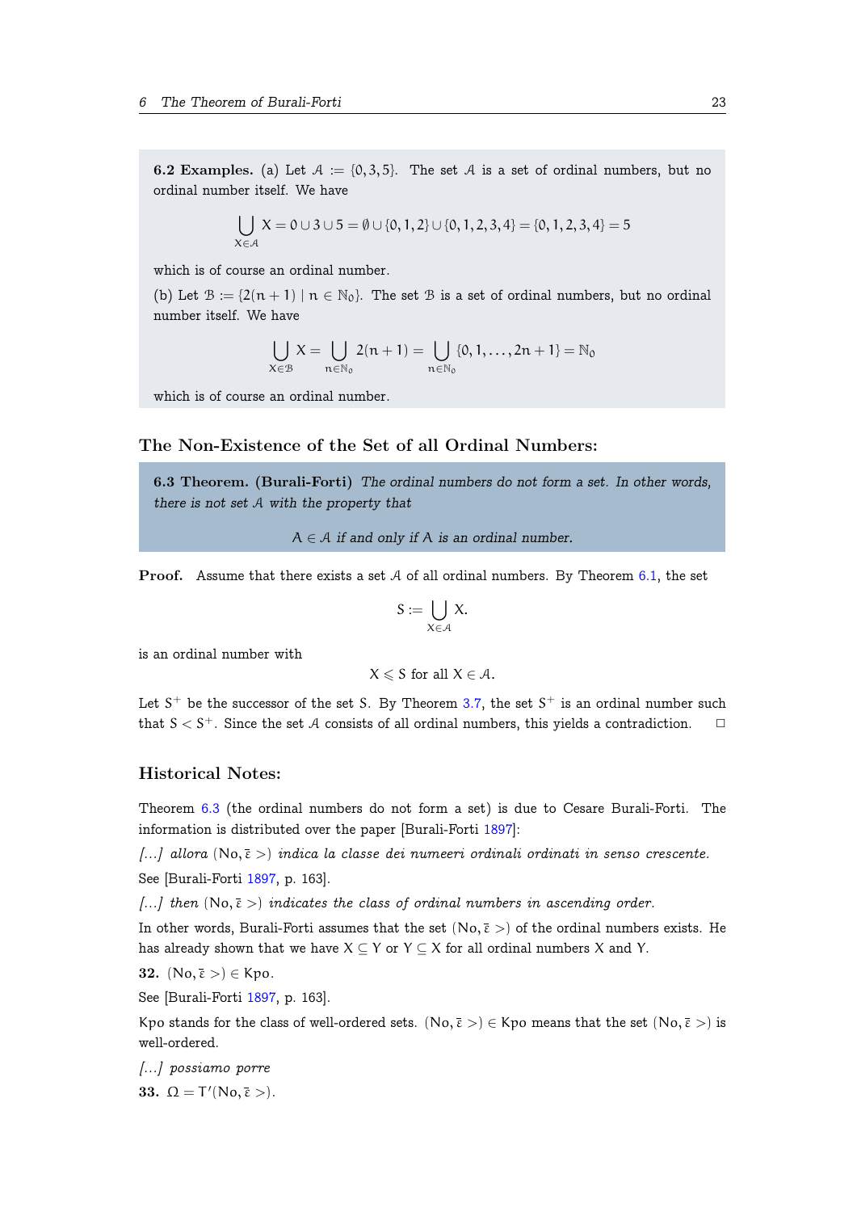**6.2 Examples.** (a) Let $\mathcal{A} := \{0, 3, 5\}$. The set $\mathcal{A}$ is a set of ordinal numbers, but no ordinal number itself. We have

$$\bigcup_{X \in \mathcal{A}} X = 0 \cup 3 \cup 5 = \emptyset \cup \{0, 1, 2\} \cup \{0, 1, 2, 3, 4\} = \{0, 1, 2, 3, 4\} = 5$$

which is of course an ordinal number.

(b) Let $\mathcal{B} := \{2(n+1) \mid n \in \mathbb{N}_0\}$. The set $\mathcal{B}$ is a set of ordinal numbers, but no ordinal number itself. We have

$$\bigcup_{X \in \mathcal{B}} X = \bigcup_{n \in \mathbb{N}_0} 2(n+1) = \bigcup_{n \in \mathbb{N}_0} \{0, 1, \ldots, 2n+1\} = \mathbb{N}_0$$

which is of course an ordinal number.

## The Non-Existence of the Set of all Ordinal Numbers:

**6.3 Theorem. (Burali-Forti)** *The ordinal numbers do not form a set. In other words, there is not set $\mathcal{A}$ with the property that*

$$A \in \mathcal{A} \textit{ if and only if } A \textit{ is an ordinal number.}$$

**Proof.** Assume that there exists a set $\mathcal{A}$ of all ordinal numbers. By Theorem 6.1, the set

$$S := \bigcup_{X \in \mathcal{A}} X.$$

is an ordinal number with

$$X \leqslant S \text{ for all } X \in \mathcal{A}.$$

Let $S^+$ be the successor of the set $S$. By Theorem 3.7, the set $S^+$ is an ordinal number such that $S < S^+$. Since the set $\mathcal{A}$ consists of all ordinal numbers, this yields a contradiction. □

## Historical Notes:

Theorem 6.3 (the ordinal numbers do not form a set) is due to Cesare Burali-Forti. The information is distributed over the paper [Burali-Forti 1897]:

*[...] allora* $(\mathrm{No}, \bar{\varepsilon} >)$ *indica la classe dei numeeri ordinali ordinati in senso crescente.*

See [Burali-Forti 1897, p. 163].

*[...] then* $(\mathrm{No}, \bar{\varepsilon} >)$ *indicates the class of ordinal numbers in ascending order.*

In other words, Burali-Forti assumes that the set $(\mathrm{No}, \bar{\varepsilon} >)$ of the ordinal numbers exists. He has already shown that we have $X \subseteq Y$ or $Y \subseteq X$ for all ordinal numbers $X$ and $Y$.

**32.** $(\mathrm{No}, \bar{\varepsilon} >) \in \mathrm{Kpo}$.

See [Burali-Forti 1897, p. 163].

Kpo stands for the class of well-ordered sets. $(\mathrm{No}, \bar{\varepsilon} >) \in \mathrm{Kpo}$ means that the set $(\mathrm{No}, \bar{\varepsilon} >)$ is well-ordered.

*[...] possiamo porre*

**33.** $\Omega = \mathrm{T}'(\mathrm{No}, \bar{\varepsilon} >)$.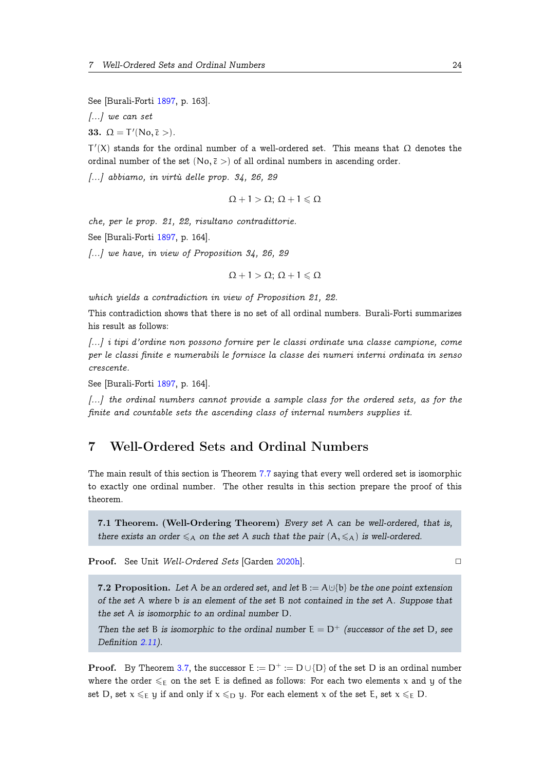See [Burali-Forti 1897, p. 163].

*[...] we can set*

**33.** $\Omega = T'(\mathrm{No}, \bar{\varepsilon} >)$.

$T'(X)$ stands for the ordinal number of a well-ordered set. This means that $\Omega$ denotes the ordinal number of the set $(\mathrm{No}, \bar{\varepsilon} >)$ of all ordinal numbers in ascending order.

*[...] abbiamo, in virtù delle prop. 34, 26, 29*

$$\Omega + 1 > \Omega; \; \Omega + 1 \leqslant \Omega$$

*che, per le prop. 21, 22, risultano contradittorie.*

See [Burali-Forti 1897, p. 164].

*[...] we have, in view of Proposition 34, 26, 29*

$$\Omega + 1 > \Omega; \; \Omega + 1 \leqslant \Omega$$

*which yields a contradiction in view of Proposition 21, 22.*

This contradiction shows that there is no set of all ordinal numbers. Burali-Forti summarizes his result as follows:

*[...] i tipi d'ordine non possono fornire per le classi ordinate una classe campione, come per le classi finite e numerabili le fornisce la classe dei numeri interni ordinata in senso crescente.*

See [Burali-Forti 1897, p. 164].

*[...] the ordinal numbers cannot provide a sample class for the ordered sets, as for the finite and countable sets the ascending class of internal numbers supplies it.*

# 7 Well-Ordered Sets and Ordinal Numbers

The main result of this section is Theorem 7.7 saying that every well ordered set is isomorphic to exactly one ordinal number. The other results in this section prepare the proof of this theorem.

> **7.1 Theorem. (Well-Ordering Theorem)** *Every set $A$ can be well-ordered, that is, there exists an order $\leqslant_A$ on the set $A$ such that the pair $(A, \leqslant_A)$ is well-ordered.*

**Proof.** See Unit *Well-Ordered Sets* [Garden 2020h]. □

> **7.2 Proposition.** *Let $A$ be an ordered set, and let $B := A \cup \{b\}$ be the one point extension of the set $A$ where $b$ is an element of the set $B$ not contained in the set $A$. Suppose that the set $A$ is isomorphic to an ordinal number $D$.*
>
> *Then the set $B$ is isomorphic to the ordinal number $E = D^+$ (successor of the set $D$, see Definition 2.11).*

**Proof.** By Theorem 3.7, the successor $E := D^+ := D \cup \{D\}$ of the set $D$ is an ordinal number where the order $\leqslant_E$ on the set $E$ is defined as follows: For each two elements $x$ and $y$ of the set $D$, set $x \leqslant_E y$ if and only if $x \leqslant_D y$. For each element $x$ of the set $E$, set $x \leqslant_E D$.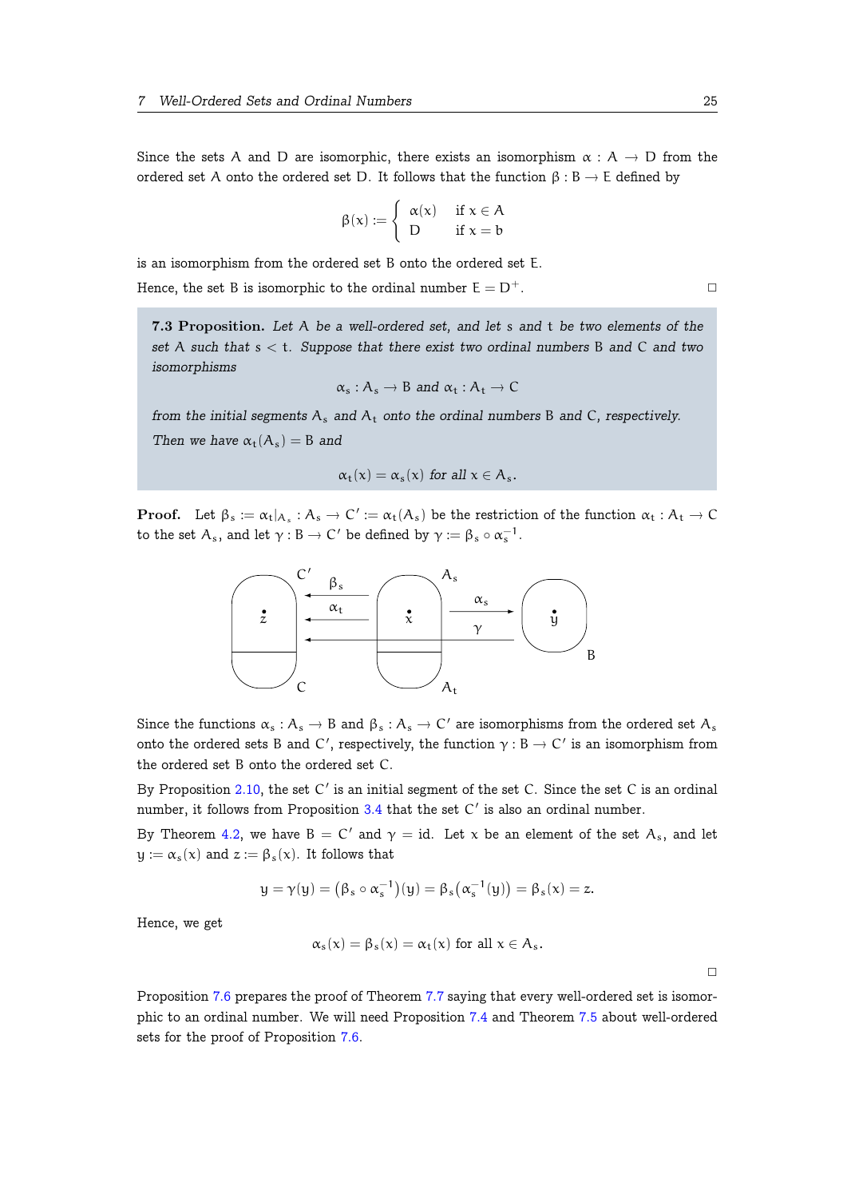Since the sets A and D are isomorphic, there exists an isomorphism $\alpha : A \to D$ from the ordered set A onto the ordered set D. It follows that the function $\beta : B \to E$ defined by

$$\beta(x) := \begin{cases} \alpha(x) & \text{if } x \in A \\ D & \text{if } x = b \end{cases}$$

is an isomorphism from the ordered set B onto the ordered set E.

Hence, the set B is isomorphic to the ordinal number $E = D^+$. □

**7.3 Proposition.** *Let A be a well-ordered set, and let s and t be two elements of the set A such that $s < t$. Suppose that there exist two ordinal numbers B and C and two isomorphisms*

$$\alpha_s : A_s \to B \text{ and } \alpha_t : A_t \to C$$

*from the initial segments $A_s$ and $A_t$ onto the ordinal numbers B and C, respectively. Then we have $\alpha_t(A_s) = B$ and*

$$\alpha_t(x) = \alpha_s(x) \text{ for all } x \in A_s.$$

**Proof.** Let $\beta_s := \alpha_t|_{A_s} : A_s \to C' := \alpha_t(A_s)$ be the restriction of the function $\alpha_t : A_t \to C$ to the set $A_s$, and let $\gamma : B \to C'$ be defined by $\gamma := \beta_s \circ \alpha_s^{-1}$.

Since the functions $\alpha_s : A_s \to B$ and $\beta_s : A_s \to C'$ are isomorphisms from the ordered set $A_s$ onto the ordered sets B and $C'$, respectively, the function $\gamma : B \to C'$ is an isomorphism from the ordered set B onto the ordered set C.

By Proposition 2.10, the set $C'$ is an initial segment of the set C. Since the set C is an ordinal number, it follows from Proposition 3.4 that the set $C'$ is also an ordinal number.

By Theorem 4.2, we have $B = C'$ and $\gamma = \text{id}$. Let x be an element of the set $A_s$, and let $y := \alpha_s(x)$ and $z := \beta_s(x)$. It follows that

$$y = \gamma(y) = (\beta_s \circ \alpha_s^{-1})(y) = \beta_s(\alpha_s^{-1}(y)) = \beta_s(x) = z.$$

Hence, we get

$$\alpha_s(x) = \beta_s(x) = \alpha_t(x) \text{ for all } x \in A_s.$$

□

Proposition 7.6 prepares the proof of Theorem 7.7 saying that every well-ordered set is isomorphic to an ordinal number. We will need Proposition 7.4 and Theorem 7.5 about well-ordered sets for the proof of Proposition 7.6.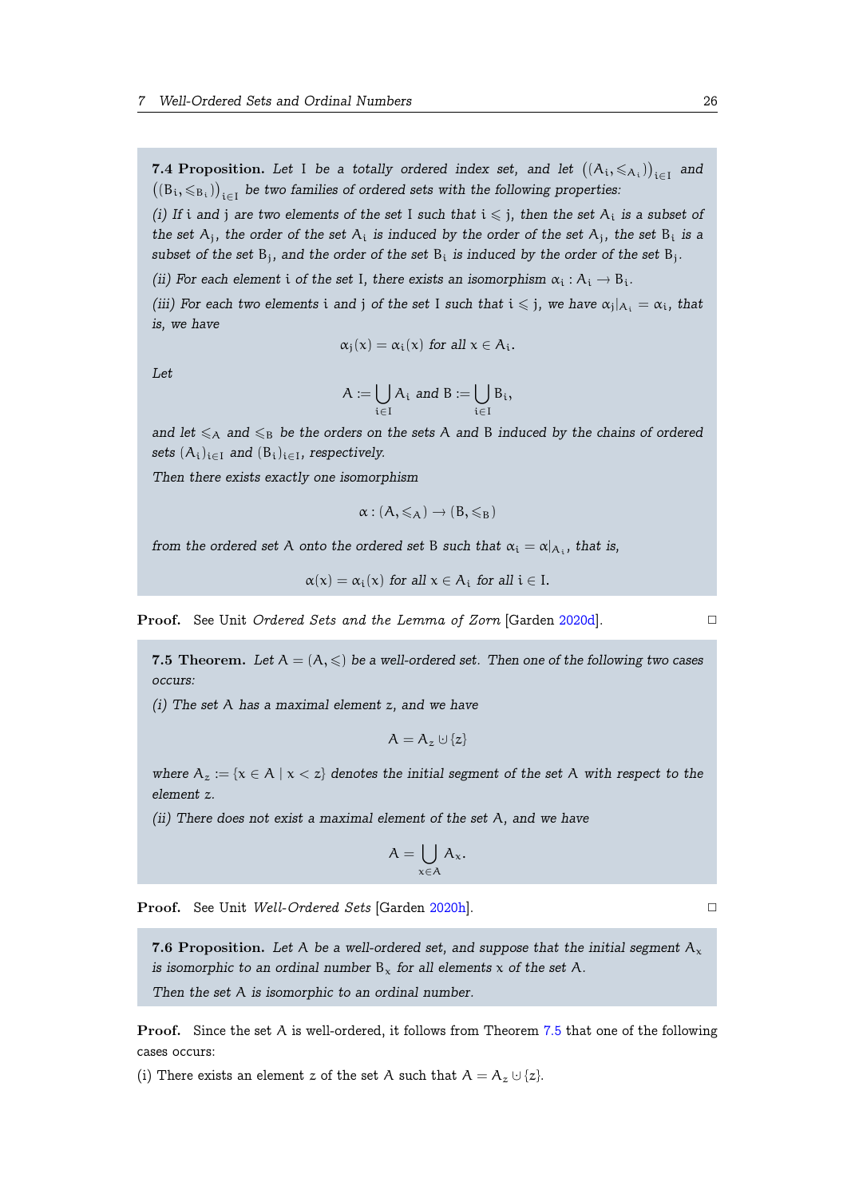**7.4 Proposition.** *Let* $I$ *be a totally ordered index set, and let* $\big((A_i, \leqslant_{A_i})\big)_{i \in I}$ *and* $\big((B_i, \leqslant_{B_i})\big)_{i \in I}$ *be two families of ordered sets with the following properties:*

*(i) If* $i$ *and* $j$ *are two elements of the set* $I$ *such that* $i \leqslant j$*, then the set* $A_i$ *is a subset of the set* $A_j$*, the order of the set* $A_i$ *is induced by the order of the set* $A_j$*, the set* $B_i$ *is a subset of the set* $B_j$*, and the order of the set* $B_i$ *is induced by the order of the set* $B_j$*.*

*(ii) For each element* $i$ *of the set* $I$*, there exists an isomorphism* $\alpha_i : A_i \to B_i$*.*

*(iii) For each two elements* $i$ *and* $j$ *of the set* $I$ *such that* $i \leqslant j$*, we have* $\alpha_j|_{A_i} = \alpha_i$*, that is, we have*

$$\alpha_j(x) = \alpha_i(x) \text{ for all } x \in A_i.$$

*Let*

$$A := \bigcup_{i \in I} A_i \text{ and } B := \bigcup_{i \in I} B_i,$$

*and let* $\leqslant_A$ *and* $\leqslant_B$ *be the orders on the sets* $A$ *and* $B$ *induced by the chains of ordered sets* $(A_i)_{i \in I}$ *and* $(B_i)_{i \in I}$*, respectively.*

*Then there exists exactly one isomorphism*

$$\alpha : (A, \leqslant_A) \to (B, \leqslant_B)$$

*from the ordered set* $A$ *onto the ordered set* $B$ *such that* $\alpha_i = \alpha|_{A_i}$*, that is,*

$$\alpha(x) = \alpha_i(x) \text{ for all } x \in A_i \text{ for all } i \in I.$$

**Proof.** See Unit *Ordered Sets and the Lemma of Zorn* [Garden 2020d]. □

**7.5 Theorem.** *Let* $A = (A, \leqslant)$ *be a well-ordered set. Then one of the following two cases occurs:*

*(i) The set* $A$ *has a maximal element* $z$*, and we have*

$$A = A_z \mathbin{\dot\cup} \{z\}$$

*where* $A_z := \{x \in A \mid x < z\}$ *denotes the initial segment of the set* $A$ *with respect to the element* $z$*.*

*(ii) There does not exist a maximal element of the set* $A$*, and we have*

$$A = \bigcup_{x \in A} A_x.$$

**Proof.** See Unit *Well-Ordered Sets* [Garden 2020h]. □

**7.6 Proposition.** *Let* $A$ *be a well-ordered set, and suppose that the initial segment* $A_x$ *is isomorphic to an ordinal number* $B_x$ *for all elements* $x$ *of the set* $A$*.*

*Then the set* $A$ *is isomorphic to an ordinal number.*

**Proof.** Since the set $A$ is well-ordered, it follows from Theorem 7.5 that one of the following cases occurs:

(i) There exists an element $z$ of the set $A$ such that $A = A_z \mathbin{\dot\cup} \{z\}$.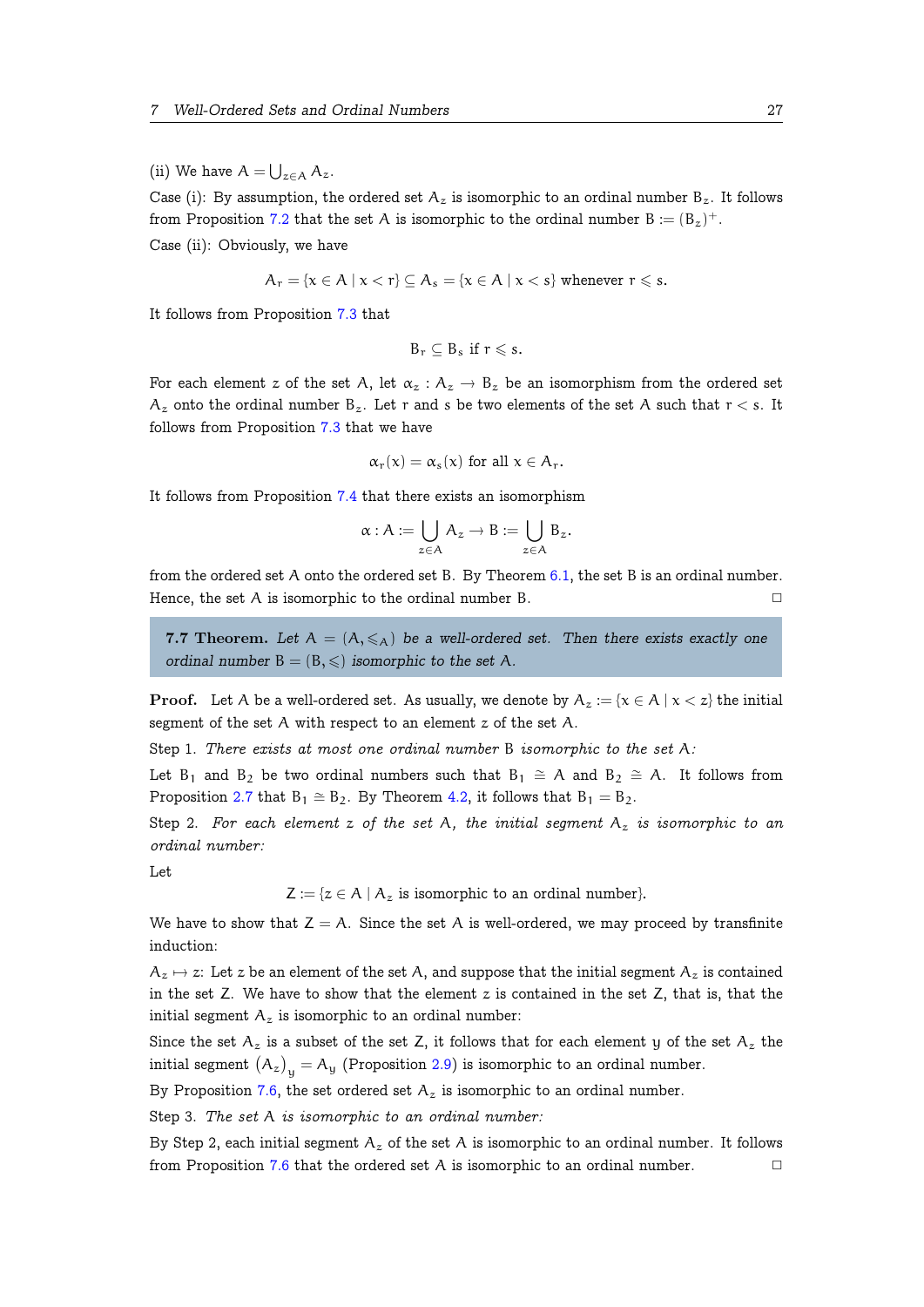(ii) We have $A = \bigcup_{z \in A} A_z$.

Case (i): By assumption, the ordered set $A_z$ is isomorphic to an ordinal number $B_z$. It follows from Proposition 7.2 that the set A is isomorphic to the ordinal number $B := (B_z)^+$.

Case (ii): Obviously, we have

$$A_r = \{x \in A \mid x < r\} \subseteq A_s = \{x \in A \mid x < s\} \text{ whenever } r \leqslant s.$$

It follows from Proposition 7.3 that

$$B_r \subseteq B_s \text{ if } r \leqslant s.$$

For each element z of the set A, let $\alpha_z : A_z \to B_z$ be an isomorphism from the ordered set $A_z$ onto the ordinal number $B_z$. Let r and s be two elements of the set A such that $r < s$. It follows from Proposition 7.3 that we have

$$\alpha_r(x) = \alpha_s(x) \text{ for all } x \in A_r.$$

It follows from Proposition 7.4 that there exists an isomorphism

$$\alpha : A := \bigcup_{z \in A} A_z \to B := \bigcup_{z \in A} B_z.$$

from the ordered set A onto the ordered set B. By Theorem 6.1, the set B is an ordinal number. Hence, the set A is isomorphic to the ordinal number B. □

**7.7 Theorem.** *Let $A = (A, \leqslant_A)$ be a well-ordered set. Then there exists exactly one ordinal number $B = (B, \leqslant)$ isomorphic to the set A.*

**Proof.** Let A be a well-ordered set. As usually, we denote by $A_z := \{x \in A \mid x < z\}$ the initial segment of the set A with respect to an element z of the set A.

Step 1. *There exists at most one ordinal number B isomorphic to the set A:*

Let $B_1$ and $B_2$ be two ordinal numbers such that $B_1 \cong A$ and $B_2 \cong A$. It follows from Proposition 2.7 that $B_1 \cong B_2$. By Theorem 4.2, it follows that $B_1 = B_2$.

Step 2. *For each element z of the set A, the initial segment $A_z$ is isomorphic to an ordinal number:*

Let

$$Z := \{z \in A \mid A_z \text{ is isomorphic to an ordinal number}\}.$$

We have to show that $Z = A$. Since the set A is well-ordered, we may proceed by transfinite induction:

$A_z \mapsto z$: Let z be an element of the set A, and suppose that the initial segment $A_z$ is contained in the set Z. We have to show that the element z is contained in the set Z, that is, that the initial segment $A_z$ is isomorphic to an ordinal number:

Since the set $A_z$ is a subset of the set Z, it follows that for each element y of the set $A_z$ the initial segment $(A_z)_y = A_y$ (Proposition 2.9) is isomorphic to an ordinal number.

By Proposition 7.6, the set ordered set $A_z$ is isomorphic to an ordinal number.

Step 3. *The set A is isomorphic to an ordinal number:*

By Step 2, each initial segment $A_z$ of the set A is isomorphic to an ordinal number. It follows from Proposition 7.6 that the ordered set A is isomorphic to an ordinal number. □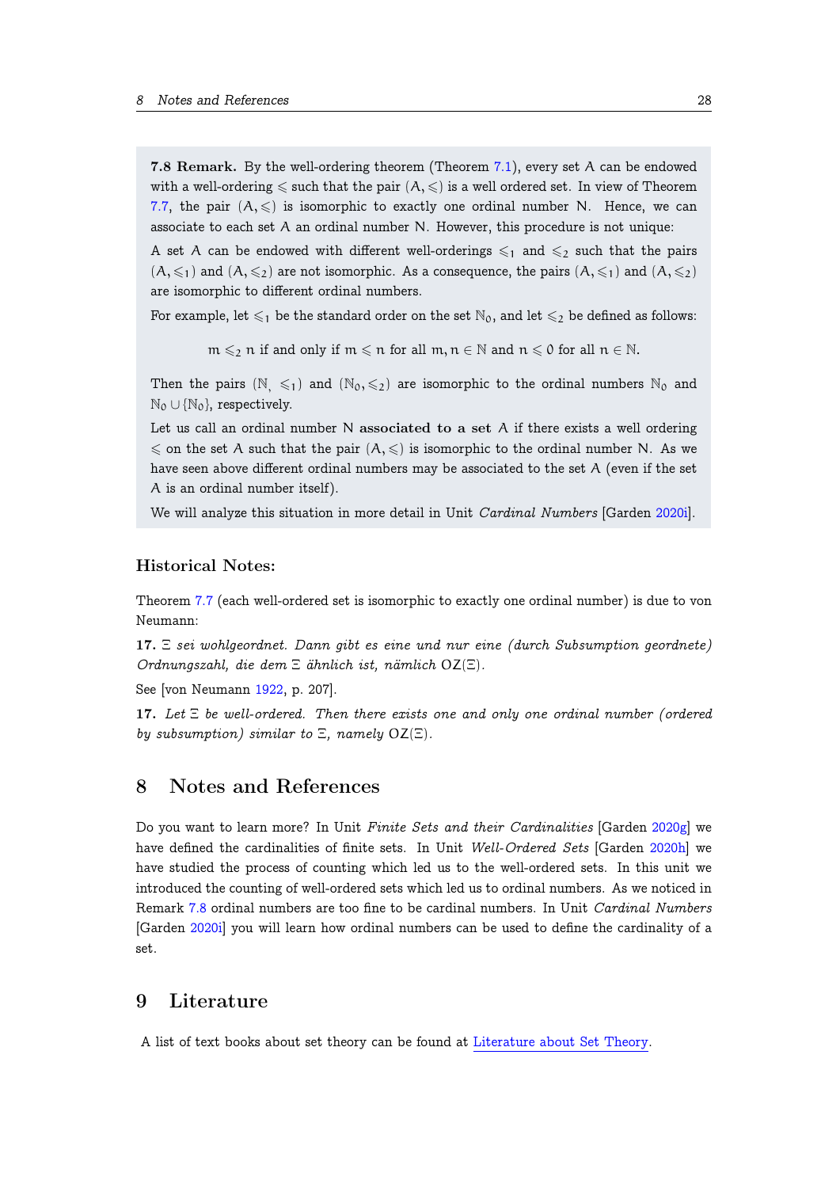**7.8 Remark.** By the well-ordering theorem (Theorem 7.1), every set $A$ can be endowed with a well-ordering $\leqslant$ such that the pair $(A, \leqslant)$ is a well ordered set. In view of Theorem 7.7, the pair $(A, \leqslant)$ is isomorphic to exactly one ordinal number $N$. Hence, we can associate to each set $A$ an ordinal number $N$. However, this procedure is not unique:

A set $A$ can be endowed with different well-orderings $\leqslant_1$ and $\leqslant_2$ such that the pairs $(A, \leqslant_1)$ and $(A, \leqslant_2)$ are not isomorphic. As a consequence, the pairs $(A, \leqslant_1)$ and $(A, \leqslant_2)$ are isomorphic to different ordinal numbers.

For example, let $\leqslant_1$ be the standard order on the set $\mathbb{N}_0$, and let $\leqslant_2$ be defined as follows:

$$m \leqslant_2 n \text{ if and only if } m \leqslant n \text{ for all } m, n \in \mathbb{N} \text{ and } n \leqslant 0 \text{ for all } n \in \mathbb{N}.$$

Then the pairs $(\mathbb{N}, \leqslant_1)$ and $(\mathbb{N}_0, \leqslant_2)$ are isomorphic to the ordinal numbers $\mathbb{N}_0$ and $\mathbb{N}_0 \cup \{\mathbb{N}_0\}$, respectively.

Let us call an ordinal number $N$ **associated to a set** $A$ if there exists a well ordering $\leqslant$ on the set $A$ such that the pair $(A, \leqslant)$ is isomorphic to the ordinal number $N$. As we have seen above different ordinal numbers may be associated to the set $A$ (even if the set $A$ is an ordinal number itself).

We will analyze this situation in more detail in Unit *Cardinal Numbers* [Garden 2020i].

### Historical Notes:

Theorem 7.7 (each well-ordered set is isomorphic to exactly one ordinal number) is due to von Neumann:

**17.** *$\Xi$ sei wohlgeordnet. Dann gibt es eine und nur eine (durch Subsumption geordnete) Ordnungszahl, die dem $\Xi$ ähnlich ist, nämlich* $\mathrm{OZ}(\Xi)$.

See [von Neumann 1922, p. 207].

**17.** *Let $\Xi$ be well-ordered. Then there exists one and only one ordinal number (ordered by subsumption) similar to $\Xi$, namely* $\mathrm{OZ}(\Xi)$.

## 8 Notes and References

Do you want to learn more? In Unit *Finite Sets and their Cardinalities* [Garden 2020g] we have defined the cardinalities of finite sets. In Unit *Well-Ordered Sets* [Garden 2020h] we have studied the process of counting which led us to the well-ordered sets. In this unit we introduced the counting of well-ordered sets which led us to ordinal numbers. As we noticed in Remark 7.8 ordinal numbers are too fine to be cardinal numbers. In Unit *Cardinal Numbers* [Garden 2020i] you will learn how ordinal numbers can be used to define the cardinality of a set.

## 9 Literature

A list of text books about set theory can be found at Literature about Set Theory.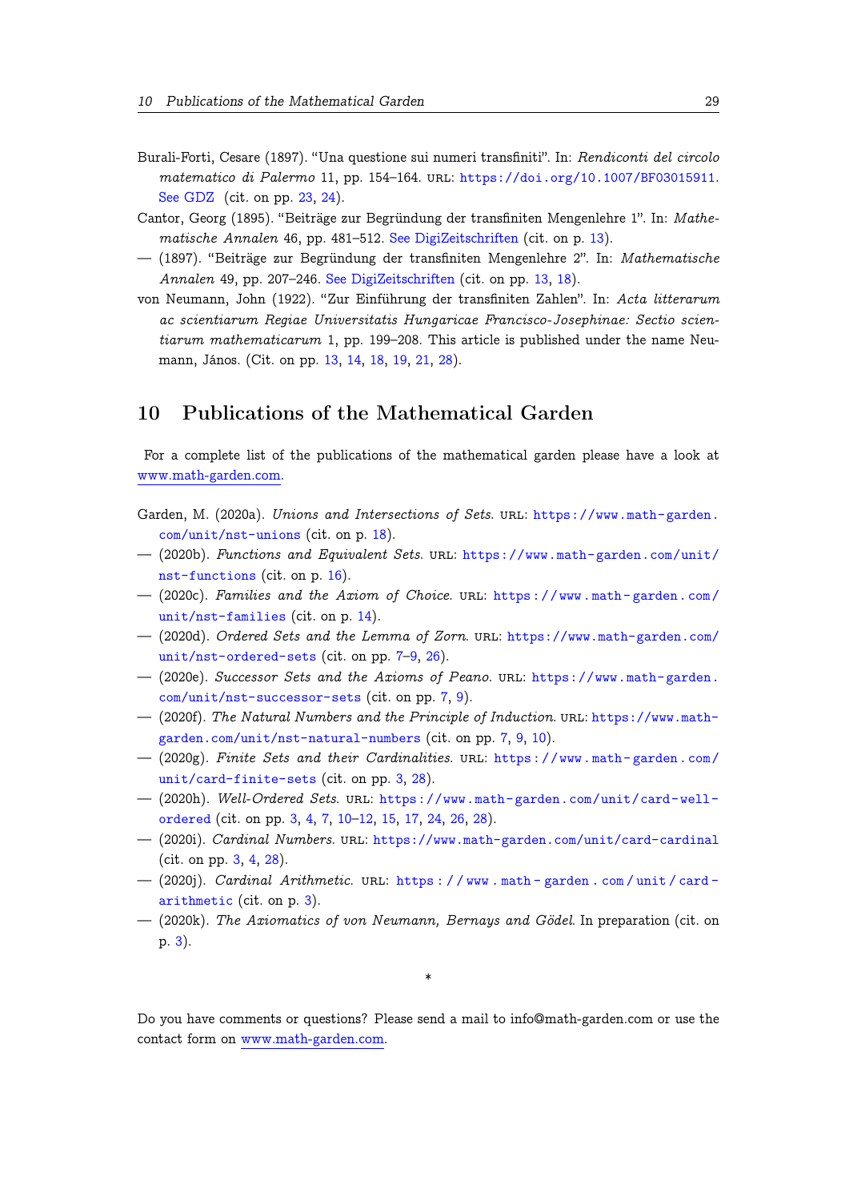Burali-Forti, Cesare (1897). "Una questione sui numeri transfiniti". In: *Rendiconti del circolo matematico di Palermo* 11, pp. 154–164. URL: https://doi.org/10.1007/BF03015911. See GDZ (cit. on pp. 23, 24).

Cantor, Georg (1895). "Beiträge zur Begründung der transfiniten Mengenlehre 1". In: *Mathematische Annalen* 46, pp. 481–512. See DigiZeitschriften (cit. on p. 13).

— (1897). "Beiträge zur Begründung der transfiniten Mengenlehre 2". In: *Mathematische Annalen* 49, pp. 207–246. See DigiZeitschriften (cit. on pp. 13, 18).

von Neumann, John (1922). "Zur Einführung der transfiniten Zahlen". In: *Acta litterarum ac scientiarum Regiae Universitatis Hungaricae Francisco-Josephinae: Sectio scientiarum mathematicarum* 1, pp. 199–208. This article is published under the name Neumann, János. (Cit. on pp. 13, 14, 18, 19, 21, 28).

## 10 Publications of the Mathematical Garden

For a complete list of the publications of the mathematical garden please have a look at www.math-garden.com.

Garden, M. (2020a). *Unions and Intersections of Sets*. URL: https://www.math-garden.com/unit/nst-unions (cit. on p. 18).

— (2020b). *Functions and Equivalent Sets*. URL: https://www.math-garden.com/unit/nst-functions (cit. on p. 16).

— (2020c). *Families and the Axiom of Choice*. URL: https://www.math-garden.com/unit/nst-families (cit. on p. 14).

— (2020d). *Ordered Sets and the Lemma of Zorn*. URL: https://www.math-garden.com/unit/nst-ordered-sets (cit. on pp. 7–9, 26).

— (2020e). *Successor Sets and the Axioms of Peano*. URL: https://www.math-garden.com/unit/nst-successor-sets (cit. on pp. 7, 9).

— (2020f). *The Natural Numbers and the Principle of Induction*. URL: https://www.math-garden.com/unit/nst-natural-numbers (cit. on pp. 7, 9, 10).

— (2020g). *Finite Sets and their Cardinalities*. URL: https://www.math-garden.com/unit/card-finite-sets (cit. on pp. 3, 28).

— (2020h). *Well-Ordered Sets*. URL: https://www.math-garden.com/unit/card-well-ordered (cit. on pp. 3, 4, 7, 10–12, 15, 17, 24, 26, 28).

— (2020i). *Cardinal Numbers*. URL: https://www.math-garden.com/unit/card-cardinal (cit. on pp. 3, 4, 28).

— (2020j). *Cardinal Arithmetic*. URL: https://www.math-garden.com/unit/card-arithmetic (cit. on p. 3).

— (2020k). *The Axiomatics of von Neumann, Bernays and Gödel*. In preparation (cit. on p. 3).

*

Do you have comments or questions? Please send a mail to info@math-garden.com or use the contact form on www.math-garden.com.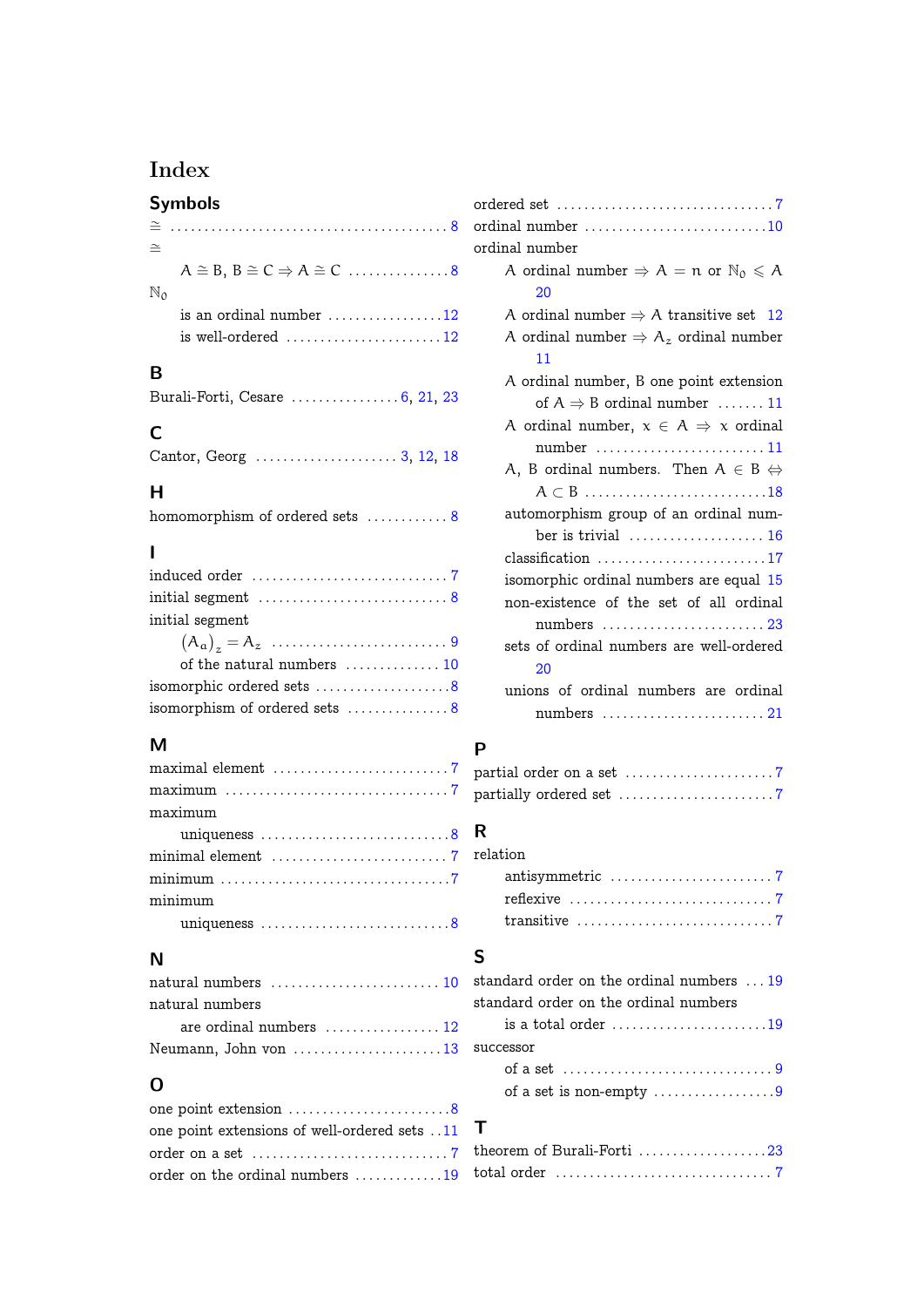# Index

## Symbols

$\cong$ ........ 8

$\cong$

- $A \cong B$, $B \cong C \Rightarrow A \cong C$ ........ 8

$\mathbb{N}_0$

- is an ordinal number ........ 12
- is well-ordered ........ 12

## B

Burali-Forti, Cesare ........ 6, 21, 23

## C

Cantor, Georg ........ 3, 12, 18

## H

homomorphism of ordered sets ........ 8

## I

induced order ........ 7

initial segment ........ 8

initial segment

- $(A_a)_z = A_z$ ........ 9
- of the natural numbers ........ 10

isomorphic ordered sets ........ 8

isomorphism of ordered sets ........ 8

## M

maximal element ........ 7

maximum ........ 7

maximum

- uniqueness ........ 8

minimal element ........ 7

minimum ........ 7

minimum

- uniqueness ........ 8

## N

natural numbers ........ 10

natural numbers

- are ordinal numbers ........ 12

Neumann, John von ........ 13

## O

one point extension ........ 8

one point extensions of well-ordered sets ........ 11

order on a set ........ 7

order on the ordinal numbers ........ 19

ordered set ........ 7

ordinal number ........ 10

ordinal number

- $A$ ordinal number $\Rightarrow A = n$ or $\mathbb{N}_0 \leqslant A$ ........ 20
- $A$ ordinal number $\Rightarrow A$ transitive set ........ 12
- $A$ ordinal number $\Rightarrow A_z$ ordinal number ........ 11
- $A$ ordinal number, $B$ one point extension of $A \Rightarrow B$ ordinal number ........ 11
- $A$ ordinal number, $x \in A \Rightarrow x$ ordinal number ........ 11
- $A$, $B$ ordinal numbers. Then $A \in B \Leftrightarrow A \subset B$ ........ 18
- automorphism group of an ordinal number is trivial ........ 16
- classification ........ 17
- isomorphic ordinal numbers are equal ........ 15
- non-existence of the set of all ordinal numbers ........ 23
- sets of ordinal numbers are well-ordered ........ 20
- unions of ordinal numbers are ordinal numbers ........ 21

## P

partial order on a set ........ 7

partially ordered set ........ 7

## R

relation

- antisymmetric ........ 7
- reflexive ........ 7
- transitive ........ 7

## S

standard order on the ordinal numbers ........ 19

standard order on the ordinal numbers

- is a total order ........ 19

successor

- of a set ........ 9
- of a set is non-empty ........ 9

## T

theorem of Burali-Forti ........ 23

total order ........ 7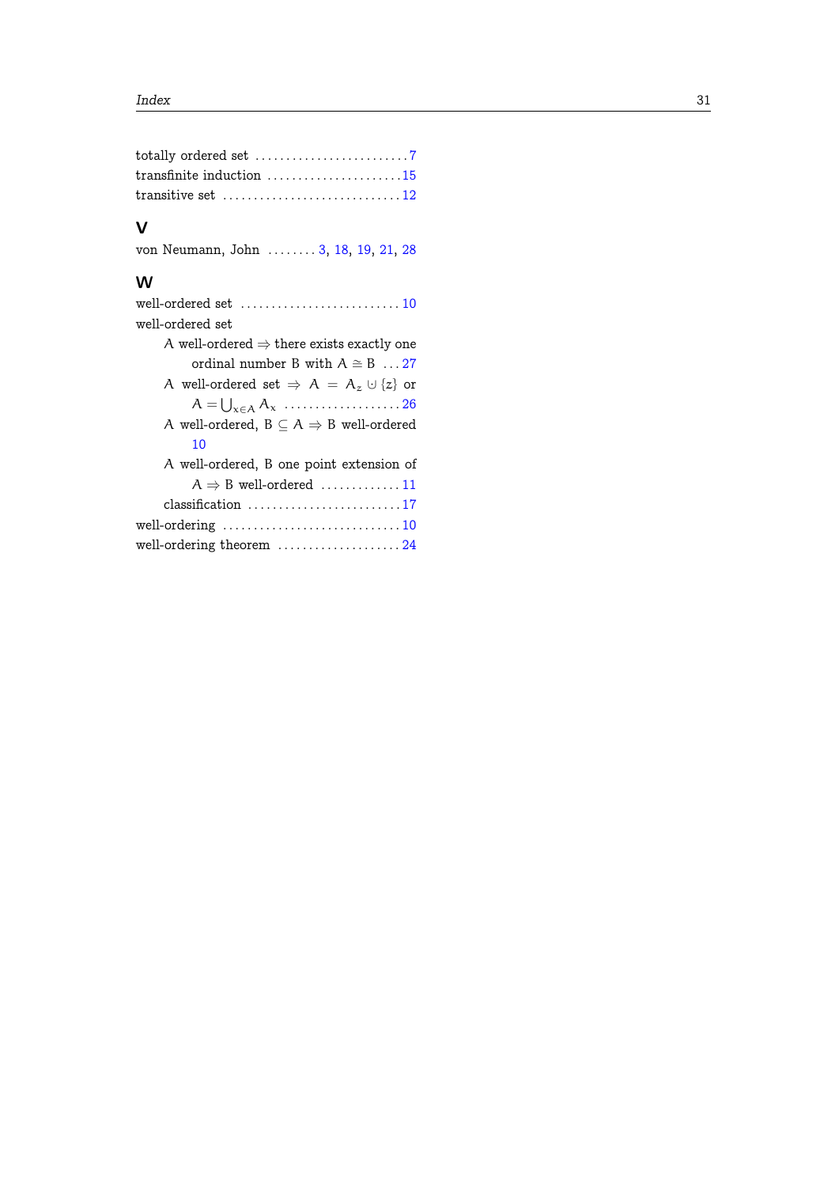totally ordered set . . . . . . . . . . . . . . . . . . . . . . . . . 7
transfinite induction . . . . . . . . . . . . . . . . . . . . . . 15
transitive set . . . . . . . . . . . . . . . . . . . . . . . . . . . . 12

## V

von Neumann, John . . . . . . . . 3, 18, 19, 21, 28

## W

well-ordered set . . . . . . . . . . . . . . . . . . . . . . . . . 10
well-ordered set
- $A$ well-ordered $\Rightarrow$ there exists exactly one ordinal number $B$ with $A \cong B$ . . . 27
- $A$ well-ordered set $\Rightarrow$ $A = A_z \uplus \{z\}$ or $A = \bigcup_{x \in A} A_x$ . . . . . . . . . . . . . . . . . . 26
- $A$ well-ordered, $B \subseteq A \Rightarrow B$ well-ordered 10
- $A$ well-ordered, $B$ one point extension of $A \Rightarrow B$ well-ordered . . . . . . . . . . . . . 11
- classification . . . . . . . . . . . . . . . . . . . . . . . . . 17

well-ordering . . . . . . . . . . . . . . . . . . . . . . . . . . . . 10
well-ordering theorem . . . . . . . . . . . . . . . . . . . . 24